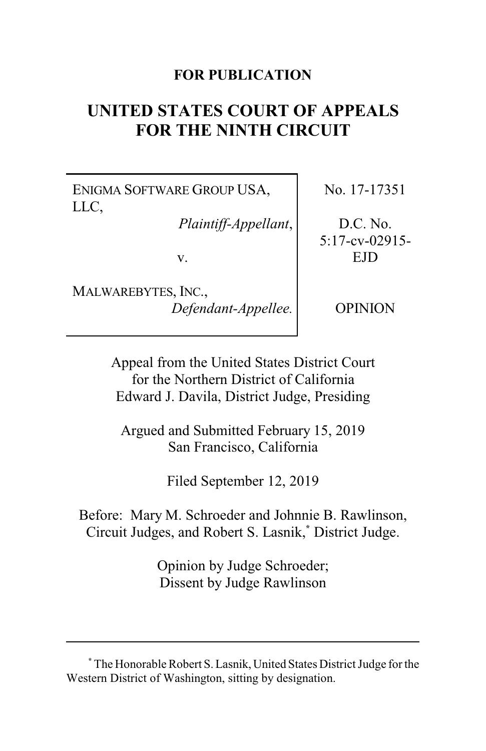**FOR PUBLICATION**

# UNITED STATES COURT OF APPEALS FOR THE NINTH CIRCUIT

| | |
|---|---|
| ENIGMA SOFTWARE GROUP USA, LLC, *Plaintiff-Appellant*, v. MALWAREBYTES, INC., *Defendant-Appellee.* | No. 17-17351<br><br>D.C. No. 5:17-cv-02915-EJD<br><br>OPINION |

Appeal from the United States District Court for the Northern District of California
Edward J. Davila, District Judge, Presiding

Argued and Submitted February 15, 2019
San Francisco, California

Filed September 12, 2019

Before: Mary M. Schroeder and Johnnie B. Rawlinson, Circuit Judges, and Robert S. Lasnik,* District Judge.

Opinion by Judge Schroeder;
Dissent by Judge Rawlinson

---

* The Honorable Robert S. Lasnik, United States District Judge for the Western District of Washington, sitting by designation.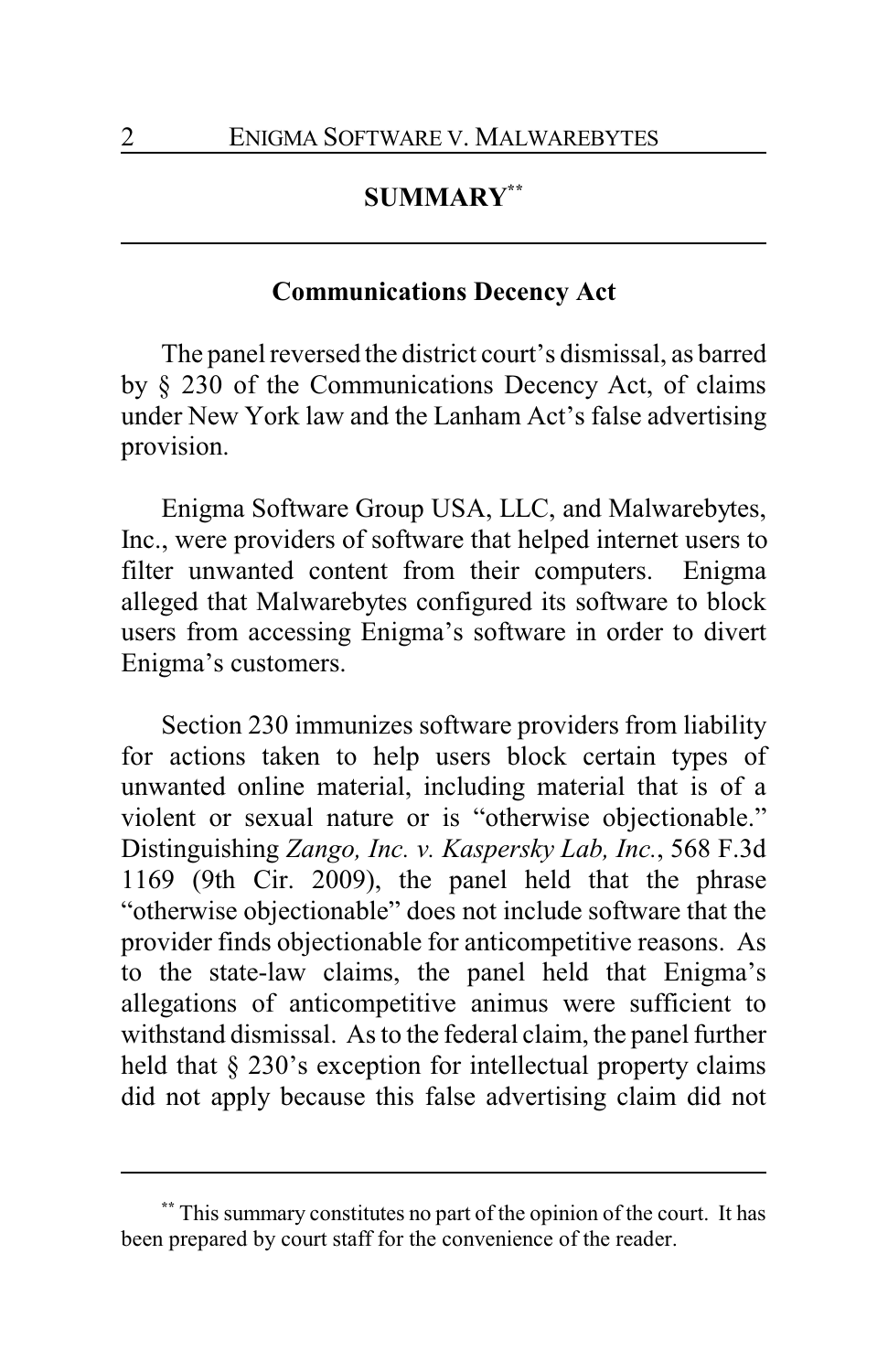## SUMMARY[**]

### Communications Decency Act

The panel reversed the district court's dismissal, as barred by § 230 of the Communications Decency Act, of claims under New York law and the Lanham Act's false advertising provision.

Enigma Software Group USA, LLC, and Malwarebytes, Inc., were providers of software that helped internet users to filter unwanted content from their computers. Enigma alleged that Malwarebytes configured its software to block users from accessing Enigma's software in order to divert Enigma's customers.

Section 230 immunizes software providers from liability for actions taken to help users block certain types of unwanted online material, including material that is of a violent or sexual nature or is "otherwise objectionable." Distinguishing *Zango, Inc. v. Kaspersky Lab, Inc.*, 568 F.3d 1169 (9th Cir. 2009), the panel held that the phrase "otherwise objectionable" does not include software that the provider finds objectionable for anticompetitive reasons. As to the state-law claims, the panel held that Enigma's allegations of anticompetitive animus were sufficient to withstand dismissal. As to the federal claim, the panel further held that § 230's exception for intellectual property claims did not apply because this false advertising claim did not

---

[**] This summary constitutes no part of the opinion of the court. It has been prepared by court staff for the convenience of the reader.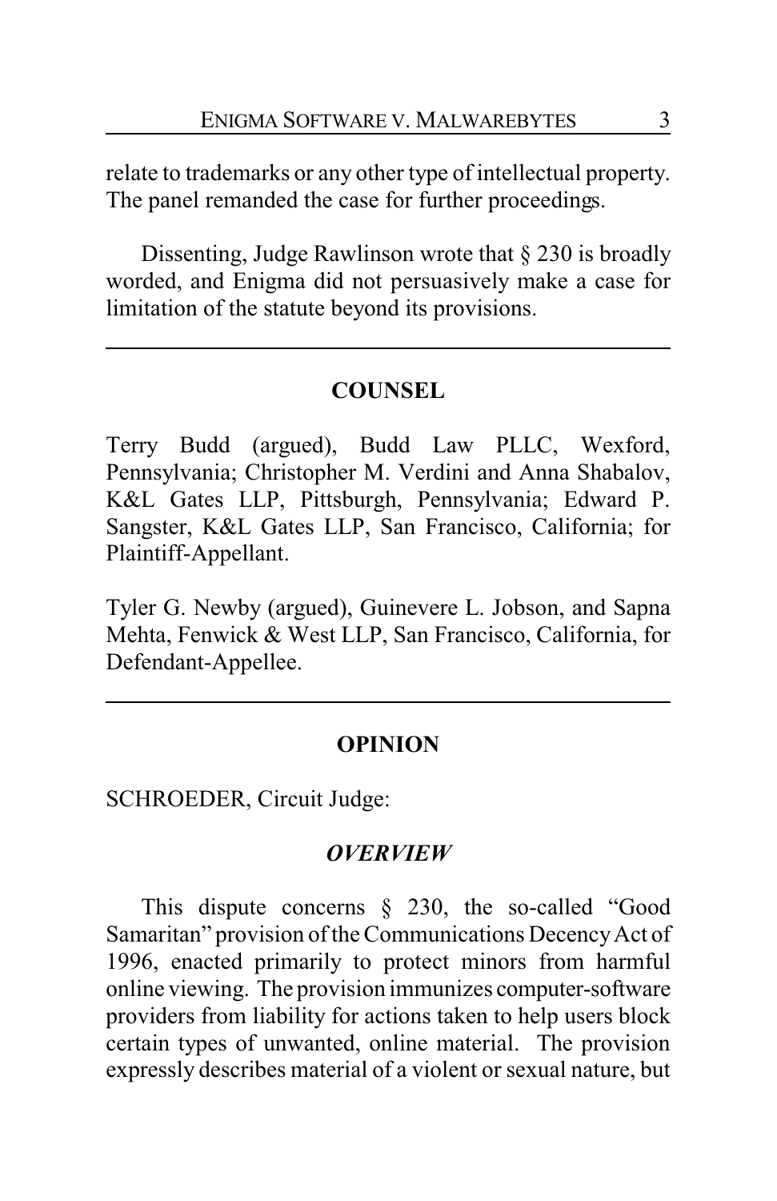relate to trademarks or any other type of intellectual property. The panel remanded the case for further proceedings.

Dissenting, Judge Rawlinson wrote that § 230 is broadly worded, and Enigma did not persuasively make a case for limitation of the statute beyond its provisions.

---

## COUNSEL

Terry Budd (argued), Budd Law PLLC, Wexford, Pennsylvania; Christopher M. Verdini and Anna Shabalov, K&L Gates LLP, Pittsburgh, Pennsylvania; Edward P. Sangster, K&L Gates LLP, San Francisco, California; for Plaintiff-Appellant.

Tyler G. Newby (argued), Guinevere L. Jobson, and Sapna Mehta, Fenwick & West LLP, San Francisco, California, for Defendant-Appellee.

---

## OPINION

SCHROEDER, Circuit Judge:

### *OVERVIEW*

This dispute concerns § 230, the so-called "Good Samaritan" provision of the Communications Decency Act of 1996, enacted primarily to protect minors from harmful online viewing. The provision immunizes computer-software providers from liability for actions taken to help users block certain types of unwanted, online material. The provision expressly describes material of a violent or sexual nature, but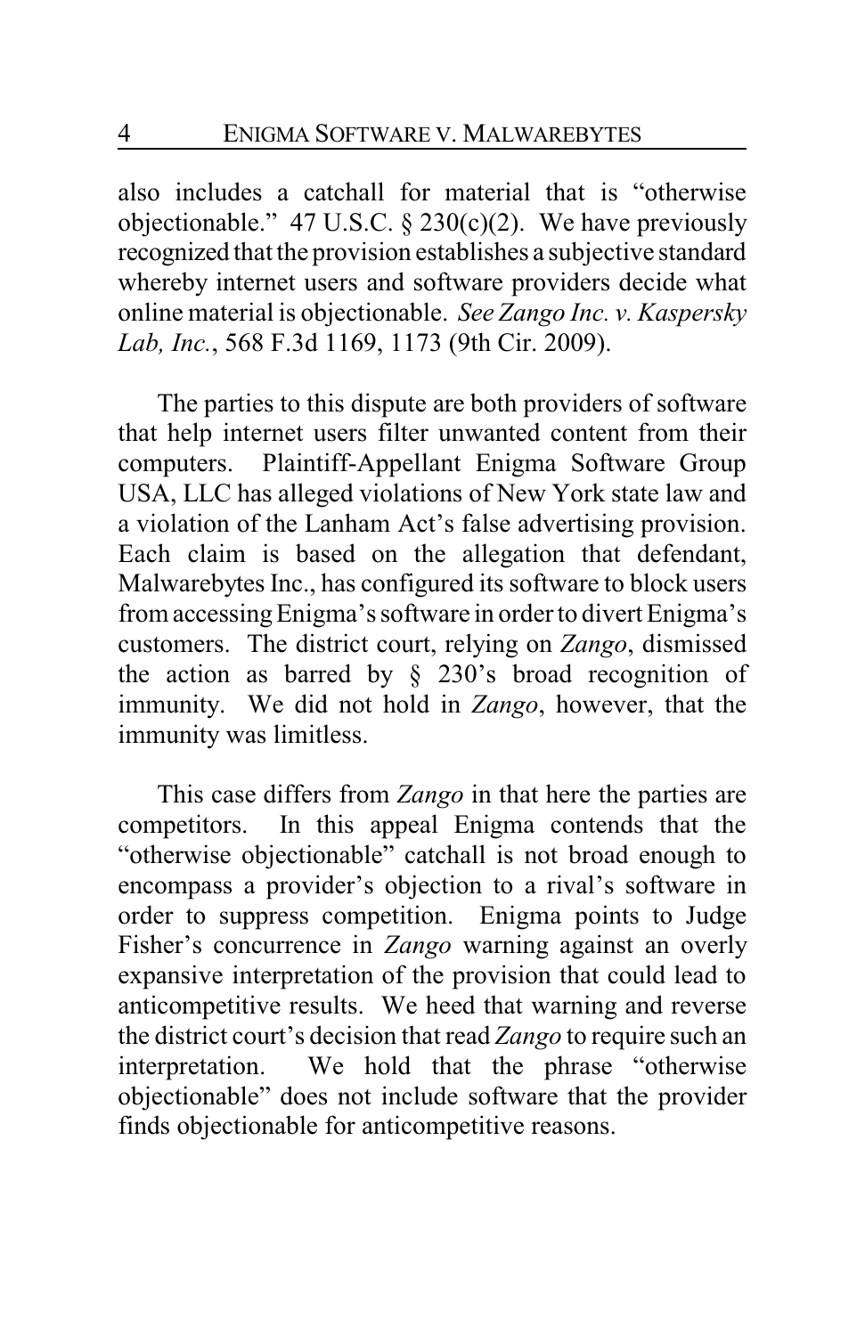also includes a catchall for material that is "otherwise objectionable." 47 U.S.C. § 230(c)(2). We have previously recognized that the provision establishes a subjective standard whereby internet users and software providers decide what online material is objectionable. *See Zango Inc. v. Kaspersky Lab, Inc.*, 568 F.3d 1169, 1173 (9th Cir. 2009).

The parties to this dispute are both providers of software that help internet users filter unwanted content from their computers. Plaintiff-Appellant Enigma Software Group USA, LLC has alleged violations of New York state law and a violation of the Lanham Act's false advertising provision. Each claim is based on the allegation that defendant, Malwarebytes Inc., has configured its software to block users from accessing Enigma's software in order to divert Enigma's customers. The district court, relying on *Zango*, dismissed the action as barred by § 230's broad recognition of immunity. We did not hold in *Zango*, however, that the immunity was limitless.

This case differs from *Zango* in that here the parties are competitors. In this appeal Enigma contends that the "otherwise objectionable" catchall is not broad enough to encompass a provider's objection to a rival's software in order to suppress competition. Enigma points to Judge Fisher's concurrence in *Zango* warning against an overly expansive interpretation of the provision that could lead to anticompetitive results. We heed that warning and reverse the district court's decision that read *Zango* to require such an interpretation. We hold that the phrase "otherwise objectionable" does not include software that the provider finds objectionable for anticompetitive reasons.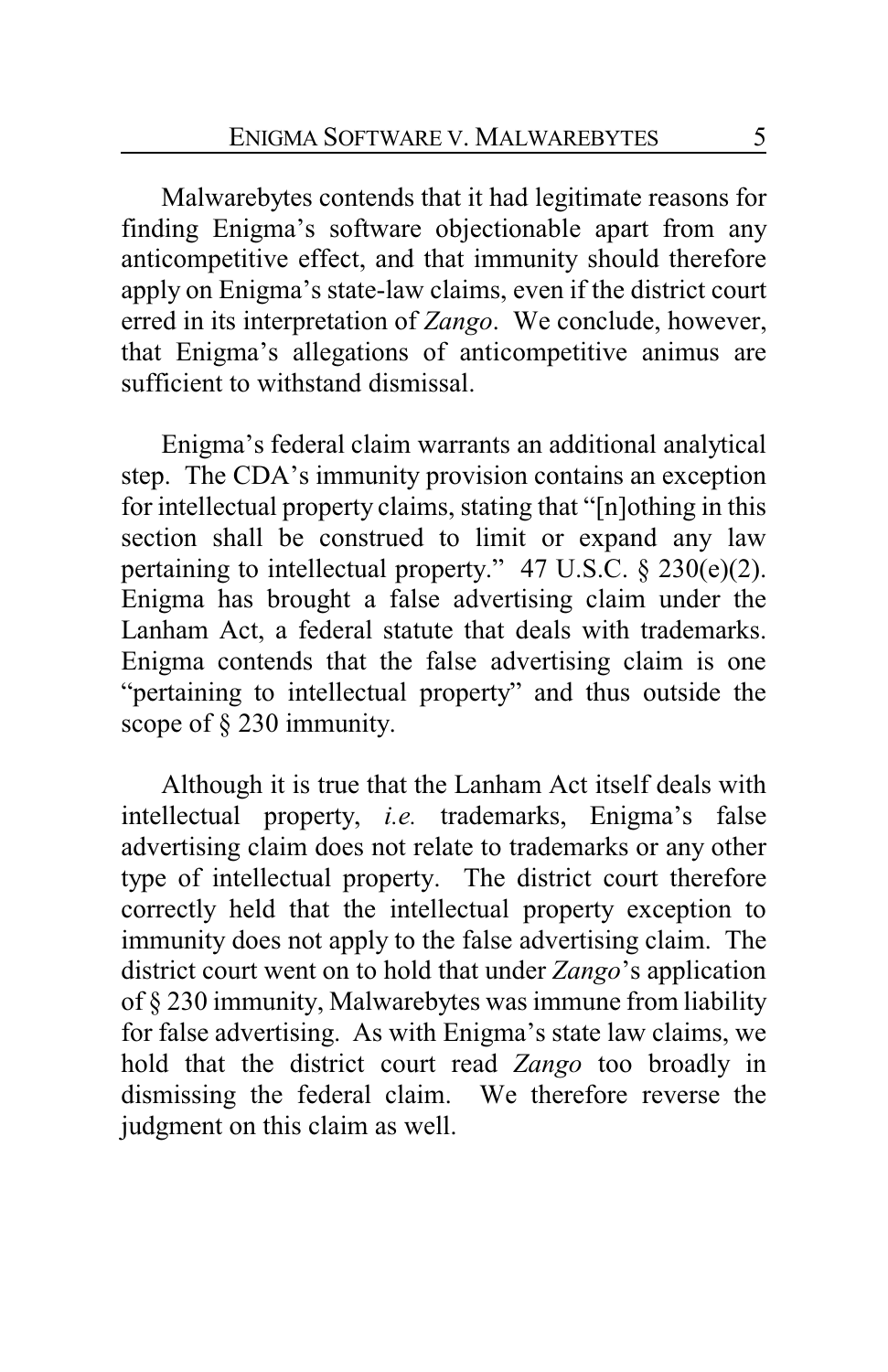Malwarebytes contends that it had legitimate reasons for finding Enigma's software objectionable apart from any anticompetitive effect, and that immunity should therefore apply on Enigma's state-law claims, even if the district court erred in its interpretation of *Zango*. We conclude, however, that Enigma's allegations of anticompetitive animus are sufficient to withstand dismissal.

Enigma's federal claim warrants an additional analytical step. The CDA's immunity provision contains an exception for intellectual property claims, stating that "[n]othing in this section shall be construed to limit or expand any law pertaining to intellectual property." 47 U.S.C. § 230(e)(2). Enigma has brought a false advertising claim under the Lanham Act, a federal statute that deals with trademarks. Enigma contends that the false advertising claim is one "pertaining to intellectual property" and thus outside the scope of § 230 immunity.

Although it is true that the Lanham Act itself deals with intellectual property, *i.e.* trademarks, Enigma's false advertising claim does not relate to trademarks or any other type of intellectual property. The district court therefore correctly held that the intellectual property exception to immunity does not apply to the false advertising claim. The district court went on to hold that under *Zango*'s application of § 230 immunity, Malwarebytes was immune from liability for false advertising. As with Enigma's state law claims, we hold that the district court read *Zango* too broadly in dismissing the federal claim. We therefore reverse the judgment on this claim as well.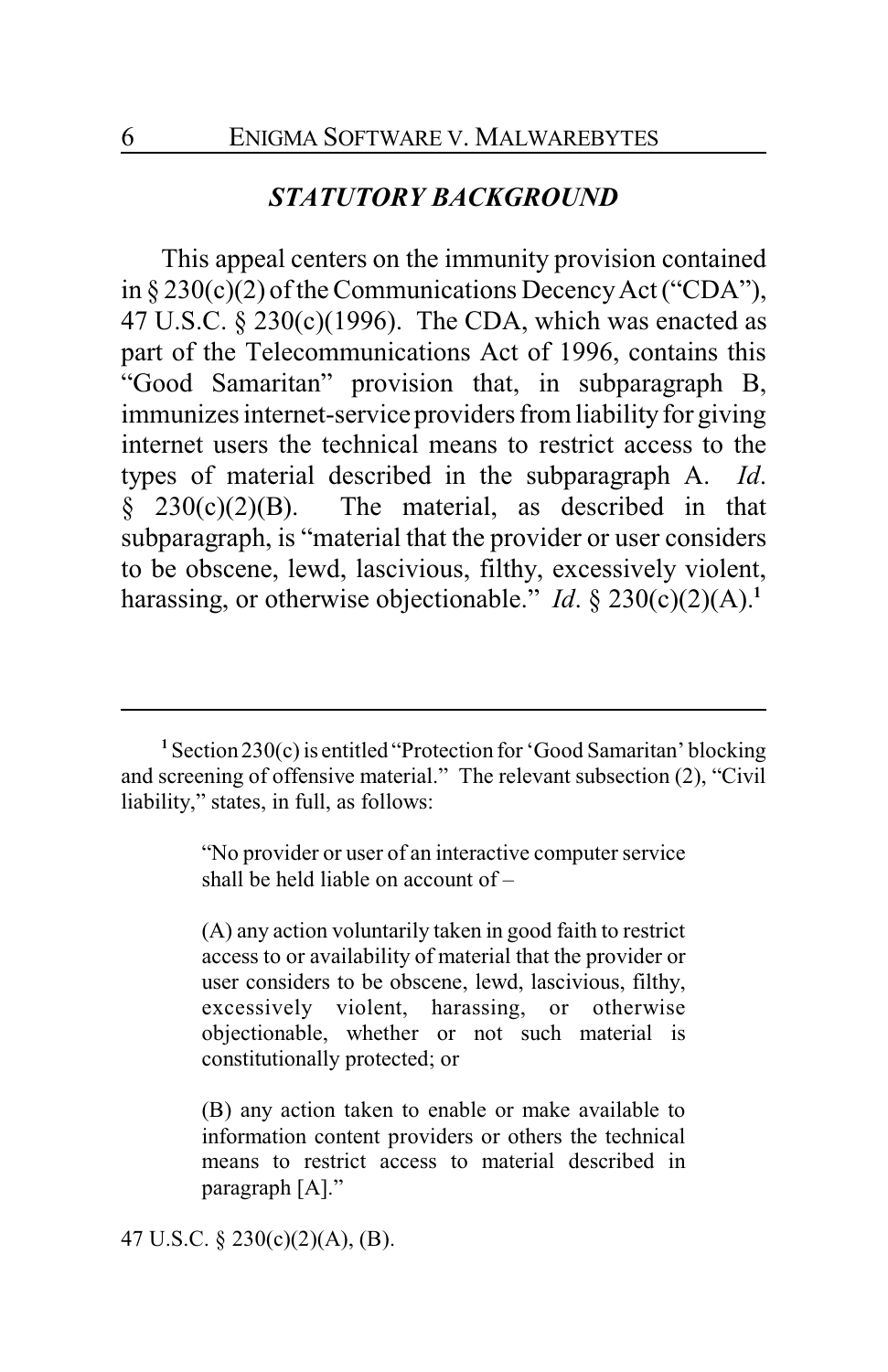## *STATUTORY BACKGROUND*

This appeal centers on the immunity provision contained in § 230(c)(2) of the Communications Decency Act ("CDA"), 47 U.S.C. § 230(c)(1996). The CDA, which was enacted as part of the Telecommunications Act of 1996, contains this "Good Samaritan" provision that, in subparagraph B, immunizes internet-service providers from liability for giving internet users the technical means to restrict access to the types of material described in the subparagraph A. *Id*. § 230(c)(2)(B). The material, as described in that subparagraph, is "material that the provider or user considers to be obscene, lewd, lascivious, filthy, excessively violent, harassing, or otherwise objectionable." *Id*. § 230(c)(2)(A).[1]

---

[1] Section 230(c) is entitled "Protection for 'Good Samaritan' blocking and screening of offensive material." The relevant subsection (2), "Civil liability," states, in full, as follows:

> "No provider or user of an interactive computer service shall be held liable on account of –
>
> (A) any action voluntarily taken in good faith to restrict access to or availability of material that the provider or user considers to be obscene, lewd, lascivious, filthy, excessively violent, harassing, or otherwise objectionable, whether or not such material is constitutionally protected; or
>
> (B) any action taken to enable or make available to information content providers or others the technical means to restrict access to material described in paragraph [A]."

47 U.S.C. § 230(c)(2)(A), (B).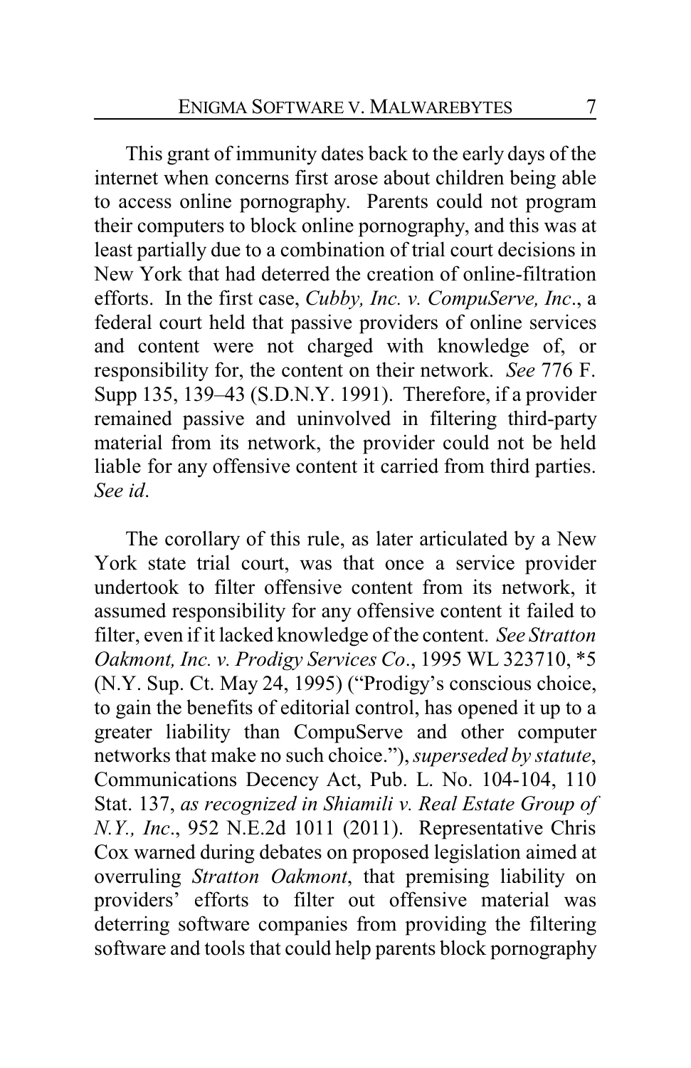This grant of immunity dates back to the early days of the internet when concerns first arose about children being able to access online pornography. Parents could not program their computers to block online pornography, and this was at least partially due to a combination of trial court decisions in New York that had deterred the creation of online-filtration efforts. In the first case, *Cubby, Inc. v. CompuServe, Inc*., a federal court held that passive providers of online services and content were not charged with knowledge of, or responsibility for, the content on their network. *See* 776 F. Supp 135, 139–43 (S.D.N.Y. 1991). Therefore, if a provider remained passive and uninvolved in filtering third-party material from its network, the provider could not be held liable for any offensive content it carried from third parties. *See id*.

The corollary of this rule, as later articulated by a New York state trial court, was that once a service provider undertook to filter offensive content from its network, it assumed responsibility for any offensive content it failed to filter, even if it lacked knowledge of the content. *See Stratton Oakmont, Inc. v. Prodigy Services Co*., 1995 WL 323710, *5 (N.Y. Sup. Ct. May 24, 1995) ("Prodigy's conscious choice, to gain the benefits of editorial control, has opened it up to a greater liability than CompuServe and other computer networks that make no such choice."), *superseded by statute*, Communications Decency Act, Pub. L. No. 104-104, 110 Stat. 137, *as recognized in Shiamili v. Real Estate Group of N.Y., Inc*., 952 N.E.2d 1011 (2011). Representative Chris Cox warned during debates on proposed legislation aimed at overruling *Stratton Oakmont*, that premising liability on providers' efforts to filter out offensive material was deterring software companies from providing the filtering software and tools that could help parents block pornography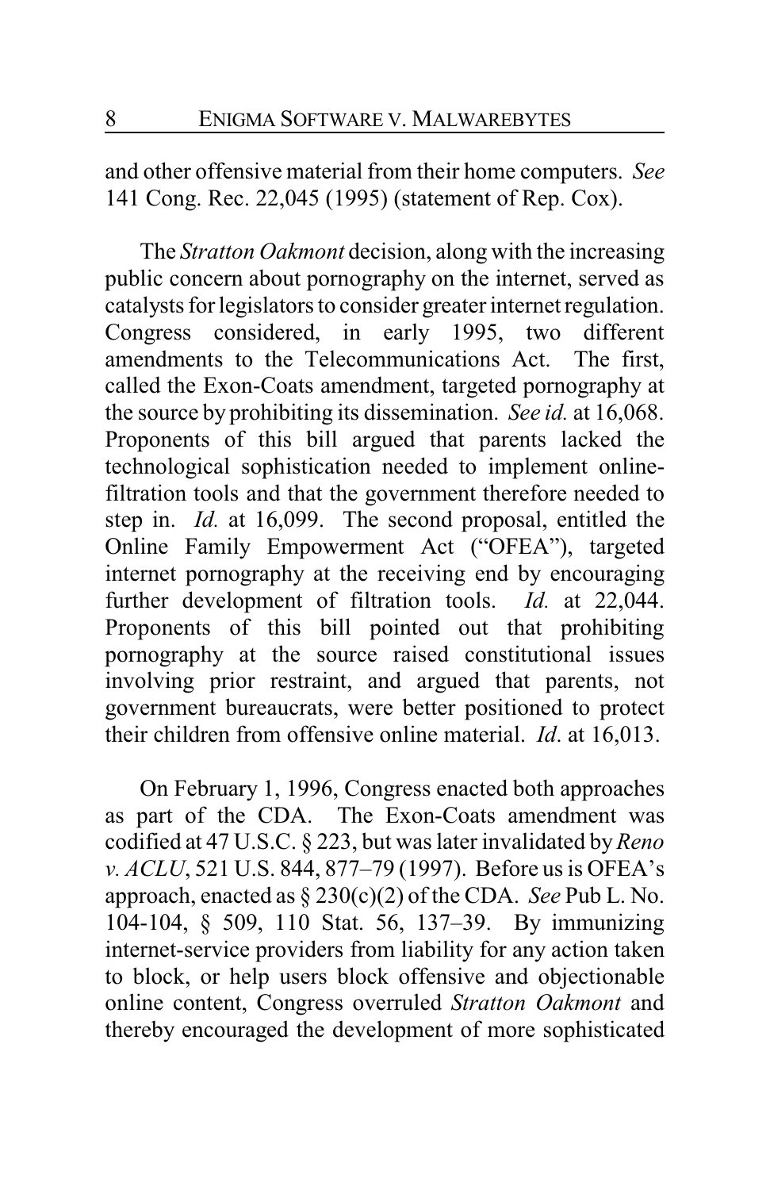and other offensive material from their home computers. *See* 141 Cong. Rec. 22,045 (1995) (statement of Rep. Cox).

The *Stratton Oakmont* decision, along with the increasing public concern about pornography on the internet, served as catalysts for legislators to consider greater internet regulation. Congress considered, in early 1995, two different amendments to the Telecommunications Act. The first, called the Exon-Coats amendment, targeted pornography at the source by prohibiting its dissemination. *See id.* at 16,068. Proponents of this bill argued that parents lacked the technological sophistication needed to implement online-filtration tools and that the government therefore needed to step in. *Id.* at 16,099. The second proposal, entitled the Online Family Empowerment Act ("OFEA"), targeted internet pornography at the receiving end by encouraging further development of filtration tools. *Id.* at 22,044. Proponents of this bill pointed out that prohibiting pornography at the source raised constitutional issues involving prior restraint, and argued that parents, not government bureaucrats, were better positioned to protect their children from offensive online material. *Id*. at 16,013.

On February 1, 1996, Congress enacted both approaches as part of the CDA. The Exon-Coats amendment was codified at 47 U.S.C. § 223, but was later invalidated by *Reno v. ACLU*, 521 U.S. 844, 877–79 (1997). Before us is OFEA's approach, enacted as § 230(c)(2) of the CDA. *See* Pub L. No. 104-104, § 509, 110 Stat. 56, 137–39. By immunizing internet-service providers from liability for any action taken to block, or help users block offensive and objectionable online content, Congress overruled *Stratton Oakmont* and thereby encouraged the development of more sophisticated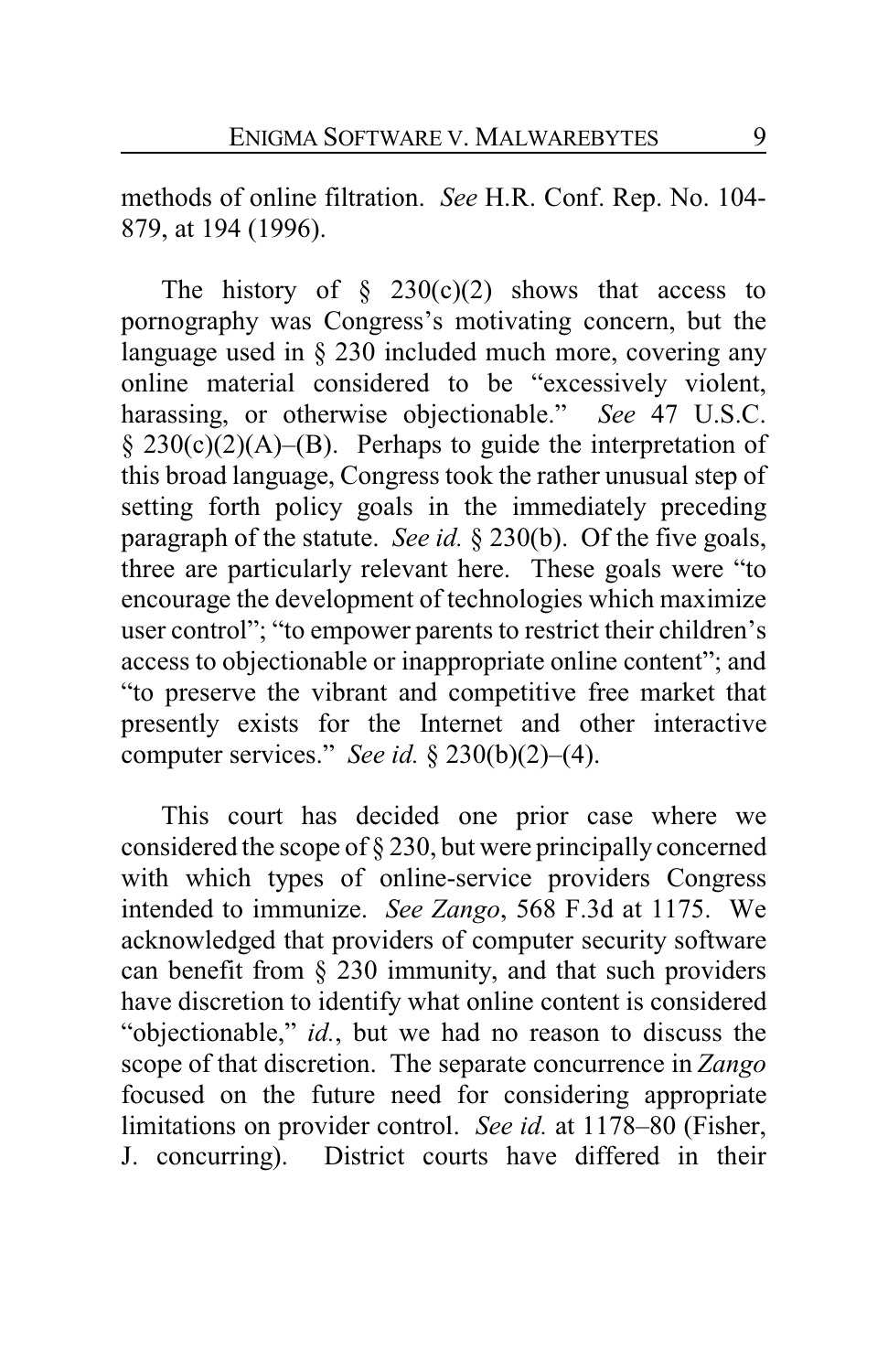methods of online filtration. *See* H.R. Conf. Rep. No. 104-879, at 194 (1996).

The history of § 230(c)(2) shows that access to pornography was Congress's motivating concern, but the language used in § 230 included much more, covering any online material considered to be "excessively violent, harassing, or otherwise objectionable." *See* 47 U.S.C. § 230(c)(2)(A)–(B). Perhaps to guide the interpretation of this broad language, Congress took the rather unusual step of setting forth policy goals in the immediately preceding paragraph of the statute. *See id.* § 230(b). Of the five goals, three are particularly relevant here. These goals were "to encourage the development of technologies which maximize user control"; "to empower parents to restrict their children's access to objectionable or inappropriate online content"; and "to preserve the vibrant and competitive free market that presently exists for the Internet and other interactive computer services." *See id.* § 230(b)(2)–(4).

This court has decided one prior case where we considered the scope of § 230, but were principally concerned with which types of online-service providers Congress intended to immunize. *See Zango*, 568 F.3d at 1175. We acknowledged that providers of computer security software can benefit from § 230 immunity, and that such providers have discretion to identify what online content is considered "objectionable," *id.*, but we had no reason to discuss the scope of that discretion. The separate concurrence in *Zango* focused on the future need for considering appropriate limitations on provider control. *See id.* at 1178–80 (Fisher, J. concurring). District courts have differed in their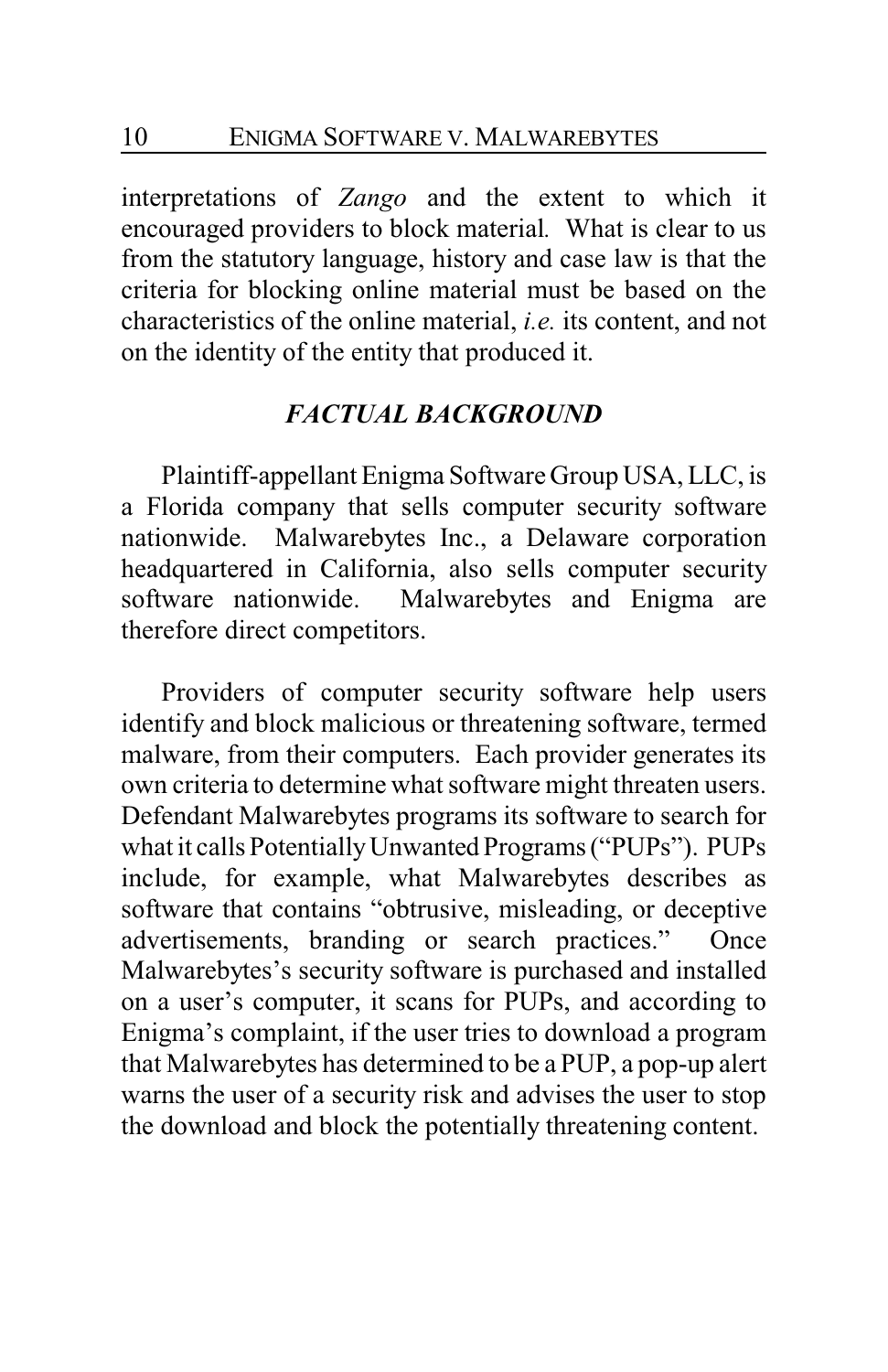interpretations of *Zango* and the extent to which it encouraged providers to block material. What is clear to us from the statutory language, history and case law is that the criteria for blocking online material must be based on the characteristics of the online material, *i.e.* its content, and not on the identity of the entity that produced it.

## *FACTUAL BACKGROUND*

Plaintiff-appellant Enigma Software Group USA, LLC, is a Florida company that sells computer security software nationwide. Malwarebytes Inc., a Delaware corporation headquartered in California, also sells computer security software nationwide. Malwarebytes and Enigma are therefore direct competitors.

Providers of computer security software help users identify and block malicious or threatening software, termed malware, from their computers. Each provider generates its own criteria to determine what software might threaten users. Defendant Malwarebytes programs its software to search for what it calls Potentially Unwanted Programs ("PUPs"). PUPs include, for example, what Malwarebytes describes as software that contains "obtrusive, misleading, or deceptive advertisements, branding or search practices." Once Malwarebytes's security software is purchased and installed on a user's computer, it scans for PUPs, and according to Enigma's complaint, if the user tries to download a program that Malwarebytes has determined to be a PUP, a pop-up alert warns the user of a security risk and advises the user to stop the download and block the potentially threatening content.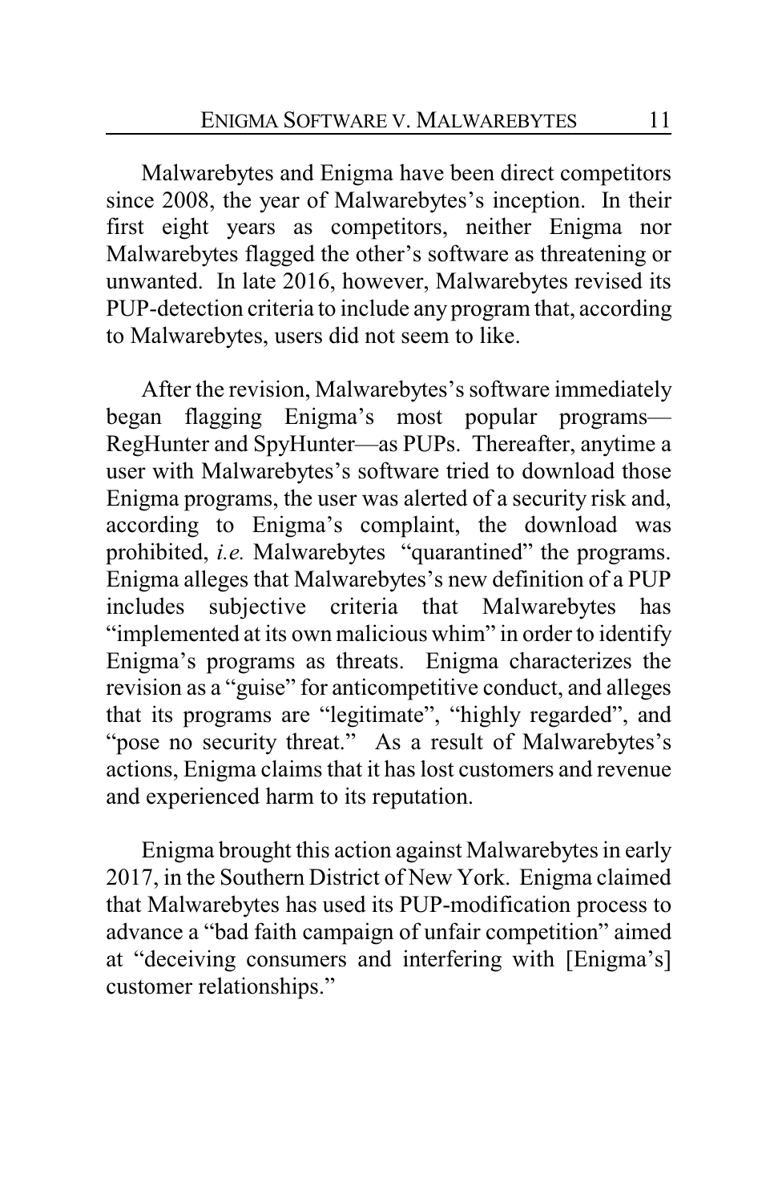Malwarebytes and Enigma have been direct competitors since 2008, the year of Malwarebytes's inception. In their first eight years as competitors, neither Enigma nor Malwarebytes flagged the other's software as threatening or unwanted. In late 2016, however, Malwarebytes revised its PUP-detection criteria to include any program that, according to Malwarebytes, users did not seem to like.

After the revision, Malwarebytes's software immediately began flagging Enigma's most popular programs—RegHunter and SpyHunter—as PUPs. Thereafter, anytime a user with Malwarebytes's software tried to download those Enigma programs, the user was alerted of a security risk and, according to Enigma's complaint, the download was prohibited, *i.e.* Malwarebytes "quarantined" the programs. Enigma alleges that Malwarebytes's new definition of a PUP includes subjective criteria that Malwarebytes has "implemented at its own malicious whim" in order to identify Enigma's programs as threats. Enigma characterizes the revision as a "guise" for anticompetitive conduct, and alleges that its programs are "legitimate", "highly regarded", and "pose no security threat." As a result of Malwarebytes's actions, Enigma claims that it has lost customers and revenue and experienced harm to its reputation.

Enigma brought this action against Malwarebytes in early 2017, in the Southern District of New York. Enigma claimed that Malwarebytes has used its PUP-modification process to advance a "bad faith campaign of unfair competition" aimed at "deceiving consumers and interfering with [Enigma's] customer relationships."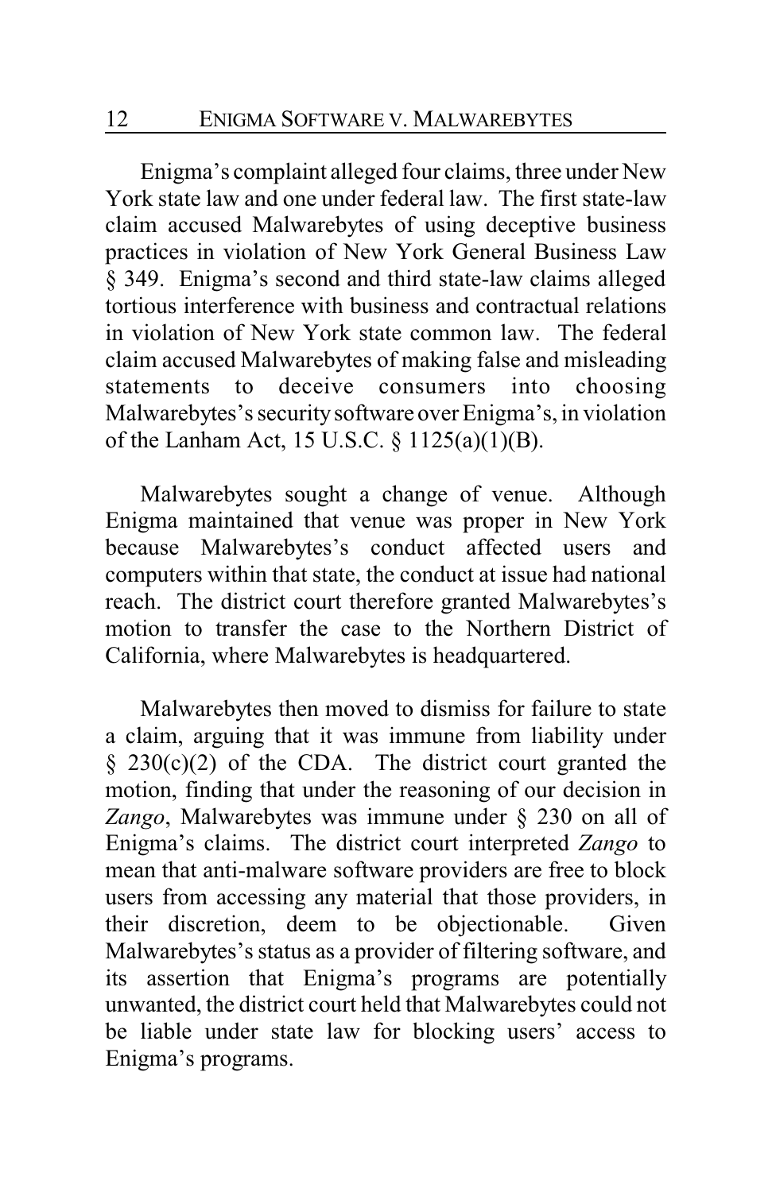Enigma's complaint alleged four claims, three under New York state law and one under federal law. The first state-law claim accused Malwarebytes of using deceptive business practices in violation of New York General Business Law § 349. Enigma's second and third state-law claims alleged tortious interference with business and contractual relations in violation of New York state common law. The federal claim accused Malwarebytes of making false and misleading statements to deceive consumers into choosing Malwarebytes's security software over Enigma's, in violation of the Lanham Act, 15 U.S.C. § 1125(a)(1)(B).

Malwarebytes sought a change of venue. Although Enigma maintained that venue was proper in New York because Malwarebytes's conduct affected users and computers within that state, the conduct at issue had national reach. The district court therefore granted Malwarebytes's motion to transfer the case to the Northern District of California, where Malwarebytes is headquartered.

Malwarebytes then moved to dismiss for failure to state a claim, arguing that it was immune from liability under § 230(c)(2) of the CDA. The district court granted the motion, finding that under the reasoning of our decision in *Zango*, Malwarebytes was immune under § 230 on all of Enigma's claims. The district court interpreted *Zango* to mean that anti-malware software providers are free to block users from accessing any material that those providers, in their discretion, deem to be objectionable. Given Malwarebytes's status as a provider of filtering software, and its assertion that Enigma's programs are potentially unwanted, the district court held that Malwarebytes could not be liable under state law for blocking users' access to Enigma's programs.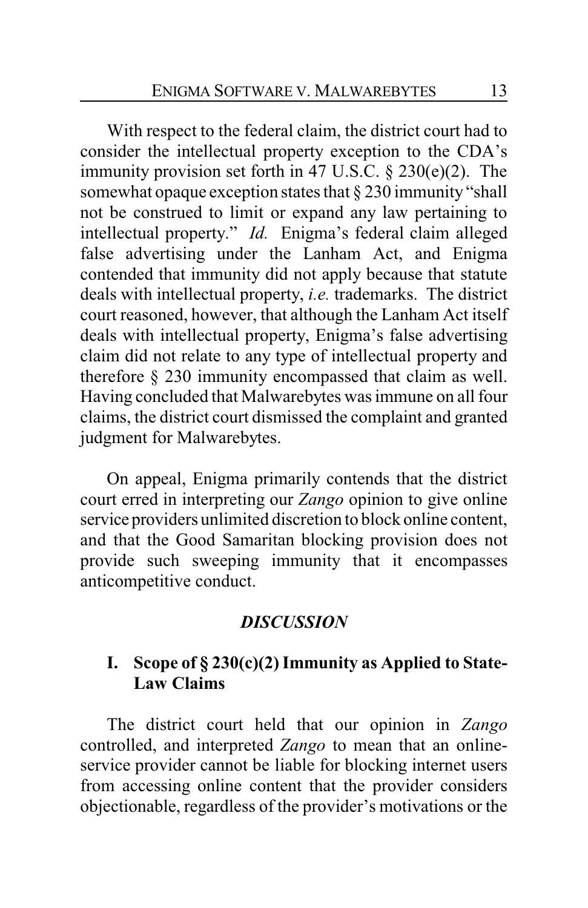With respect to the federal claim, the district court had to consider the intellectual property exception to the CDA's immunity provision set forth in 47 U.S.C. § 230(e)(2). The somewhat opaque exception states that § 230 immunity "shall not be construed to limit or expand any law pertaining to intellectual property." *Id.* Enigma's federal claim alleged false advertising under the Lanham Act, and Enigma contended that immunity did not apply because that statute deals with intellectual property, *i.e.* trademarks. The district court reasoned, however, that although the Lanham Act itself deals with intellectual property, Enigma's false advertising claim did not relate to any type of intellectual property and therefore § 230 immunity encompassed that claim as well. Having concluded that Malwarebytes was immune on all four claims, the district court dismissed the complaint and granted judgment for Malwarebytes.

On appeal, Enigma primarily contends that the district court erred in interpreting our *Zango* opinion to give online service providers unlimited discretion to block online content, and that the Good Samaritan blocking provision does not provide such sweeping immunity that it encompasses anticompetitive conduct.

## *DISCUSSION*

### I. Scope of § 230(c)(2) Immunity as Applied to State-Law Claims

The district court held that our opinion in *Zango* controlled, and interpreted *Zango* to mean that an online-service provider cannot be liable for blocking internet users from accessing online content that the provider considers objectionable, regardless of the provider's motivations or the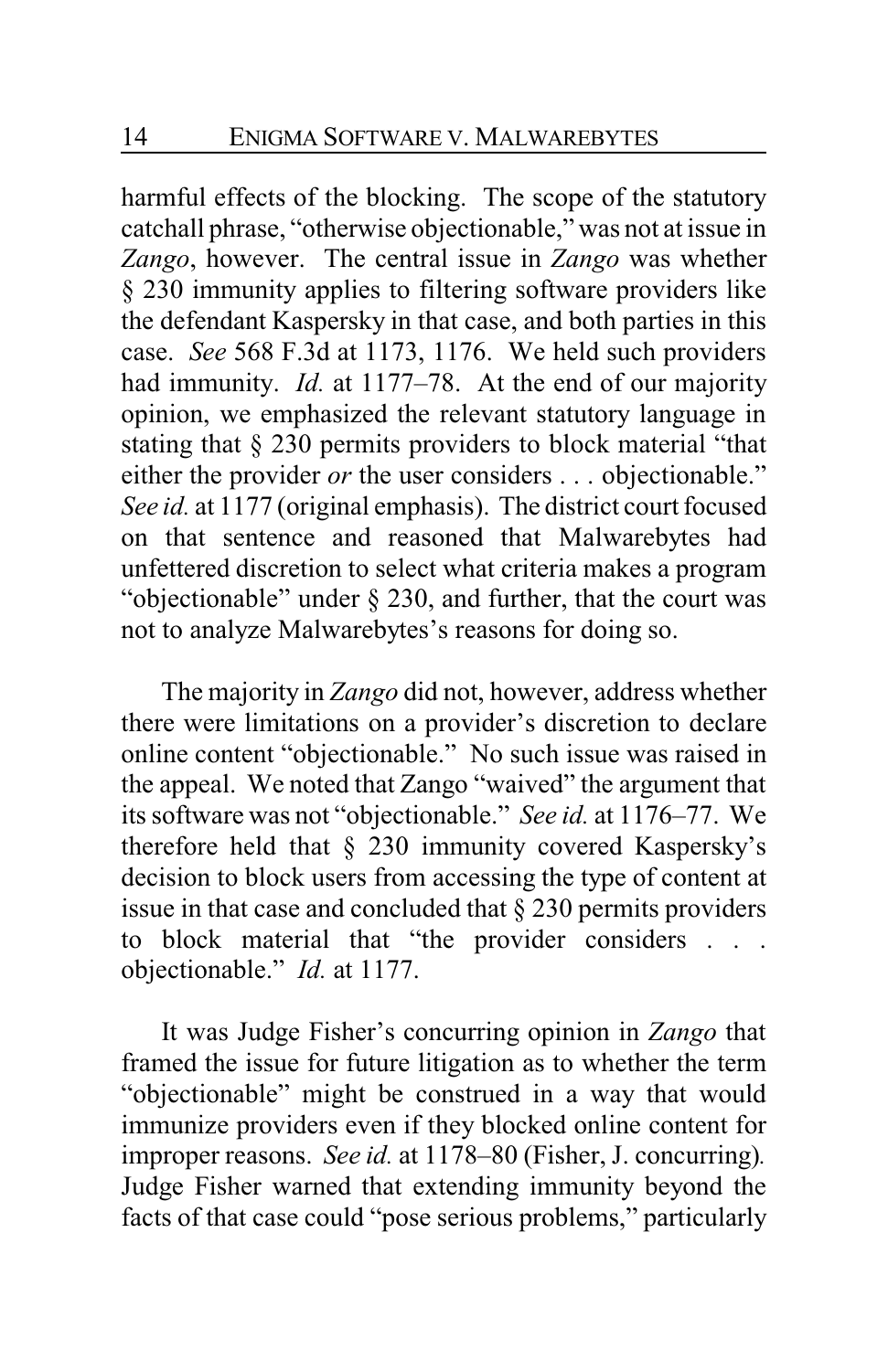harmful effects of the blocking. The scope of the statutory catchall phrase, "otherwise objectionable," was not at issue in *Zango*, however. The central issue in *Zango* was whether § 230 immunity applies to filtering software providers like the defendant Kaspersky in that case, and both parties in this case. *See* 568 F.3d at 1173, 1176. We held such providers had immunity. *Id.* at 1177–78. At the end of our majority opinion, we emphasized the relevant statutory language in stating that § 230 permits providers to block material "that either the provider *or* the user considers . . . objectionable." *See id.* at 1177 (original emphasis). The district court focused on that sentence and reasoned that Malwarebytes had unfettered discretion to select what criteria makes a program "objectionable" under § 230, and further, that the court was not to analyze Malwarebytes's reasons for doing so.

The majority in *Zango* did not, however, address whether there were limitations on a provider's discretion to declare online content "objectionable." No such issue was raised in the appeal. We noted that Zango "waived" the argument that its software was not "objectionable." *See id.* at 1176–77. We therefore held that § 230 immunity covered Kaspersky's decision to block users from accessing the type of content at issue in that case and concluded that § 230 permits providers to block material that "the provider considers . . . objectionable." *Id.* at 1177.

It was Judge Fisher's concurring opinion in *Zango* that framed the issue for future litigation as to whether the term "objectionable" might be construed in a way that would immunize providers even if they blocked online content for improper reasons. *See id.* at 1178–80 (Fisher, J. concurring). Judge Fisher warned that extending immunity beyond the facts of that case could "pose serious problems," particularly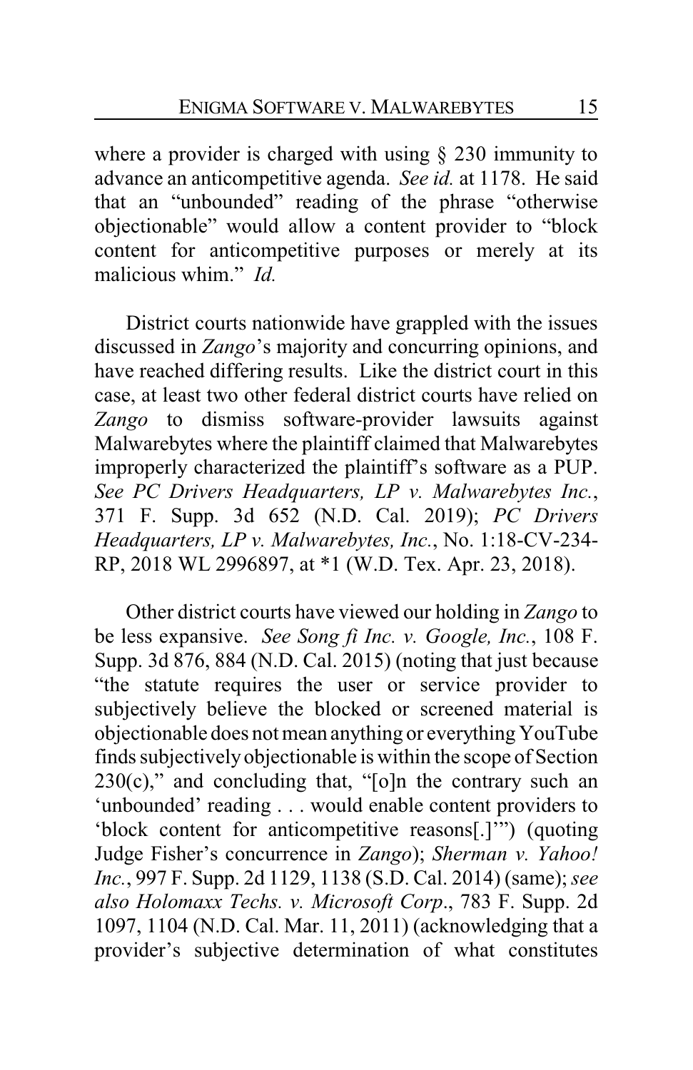where a provider is charged with using § 230 immunity to advance an anticompetitive agenda. *See id.* at 1178. He said that an "unbounded" reading of the phrase "otherwise objectionable" would allow a content provider to "block content for anticompetitive purposes or merely at its malicious whim." *Id.*

District courts nationwide have grappled with the issues discussed in *Zango*'s majority and concurring opinions, and have reached differing results. Like the district court in this case, at least two other federal district courts have relied on *Zango* to dismiss software-provider lawsuits against Malwarebytes where the plaintiff claimed that Malwarebytes improperly characterized the plaintiff's software as a PUP. *See PC Drivers Headquarters, LP v. Malwarebytes Inc.*, 371 F. Supp. 3d 652 (N.D. Cal. 2019); *PC Drivers Headquarters, LP v. Malwarebytes, Inc.*, No. 1:18-CV-234-RP, 2018 WL 2996897, at *1 (W.D. Tex. Apr. 23, 2018).

Other district courts have viewed our holding in *Zango* to be less expansive. *See Song fi Inc. v. Google, Inc.*, 108 F. Supp. 3d 876, 884 (N.D. Cal. 2015) (noting that just because "the statute requires the user or service provider to subjectively believe the blocked or screened material is objectionable does not mean anything or everything YouTube finds subjectively objectionable is within the scope of Section 230(c)," and concluding that, "[o]n the contrary such an 'unbounded' reading . . . would enable content providers to 'block content for anticompetitive reasons[.]'") (quoting Judge Fisher's concurrence in *Zango*); *Sherman v. Yahoo! Inc.*, 997 F. Supp. 2d 1129, 1138 (S.D. Cal. 2014) (same); *see also Holomaxx Techs. v. Microsoft Corp.*, 783 F. Supp. 2d 1097, 1104 (N.D. Cal. Mar. 11, 2011) (acknowledging that a provider's subjective determination of what constitutes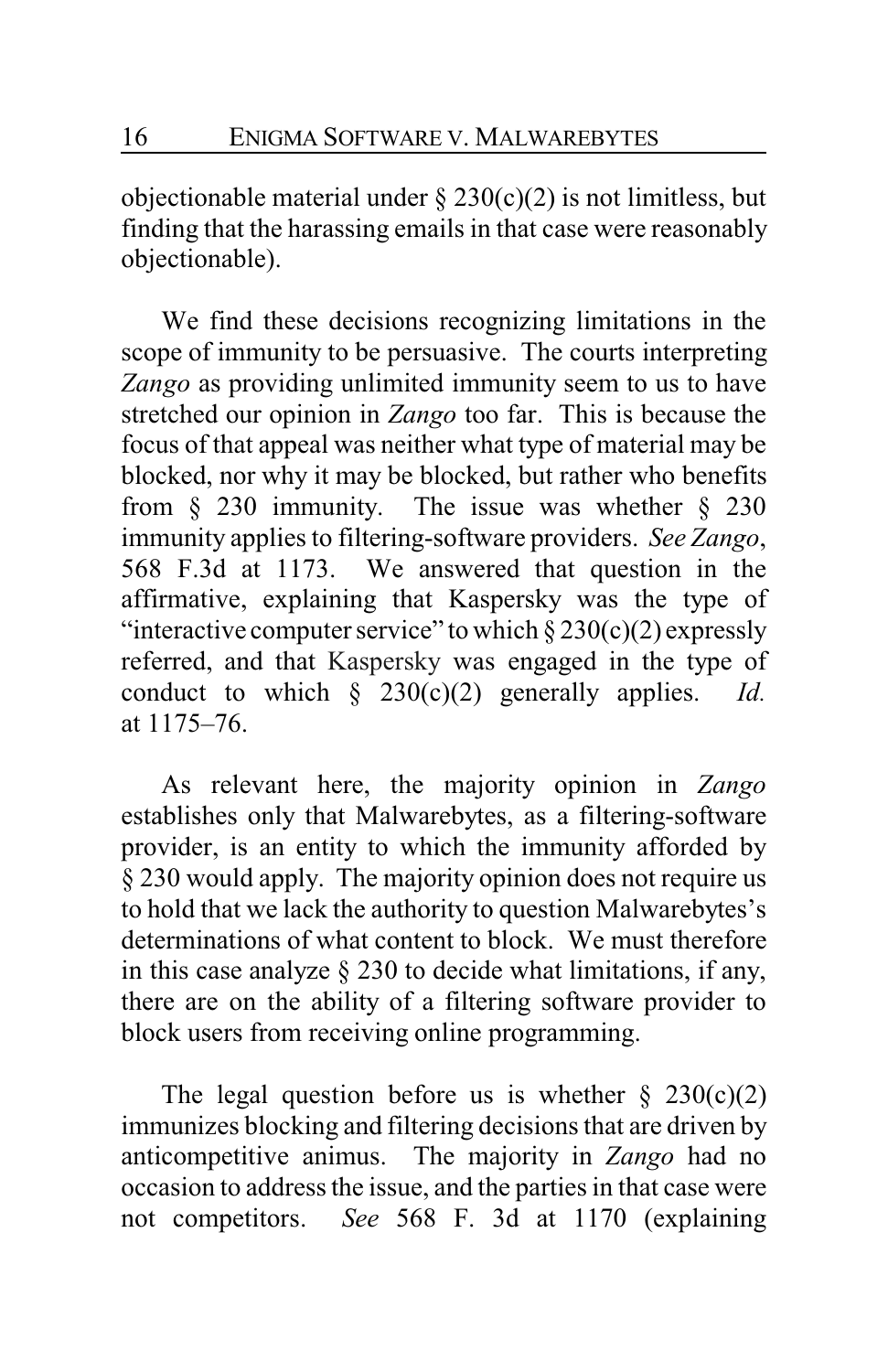objectionable material under § 230(c)(2) is not limitless, but finding that the harassing emails in that case were reasonably objectionable).

We find these decisions recognizing limitations in the scope of immunity to be persuasive. The courts interpreting *Zango* as providing unlimited immunity seem to us to have stretched our opinion in *Zango* too far. This is because the focus of that appeal was neither what type of material may be blocked, nor why it may be blocked, but rather who benefits from § 230 immunity. The issue was whether § 230 immunity applies to filtering-software providers. *See Zango*, 568 F.3d at 1173. We answered that question in the affirmative, explaining that Kaspersky was the type of "interactive computer service" to which § 230(c)(2) expressly referred, and that Kaspersky was engaged in the type of conduct to which § 230(c)(2) generally applies. *Id.* at 1175–76.

As relevant here, the majority opinion in *Zango* establishes only that Malwarebytes, as a filtering-software provider, is an entity to which the immunity afforded by § 230 would apply. The majority opinion does not require us to hold that we lack the authority to question Malwarebytes's determinations of what content to block. We must therefore in this case analyze § 230 to decide what limitations, if any, there are on the ability of a filtering software provider to block users from receiving online programming.

The legal question before us is whether § 230(c)(2) immunizes blocking and filtering decisions that are driven by anticompetitive animus. The majority in *Zango* had no occasion to address the issue, and the parties in that case were not competitors. *See* 568 F. 3d at 1170 (explaining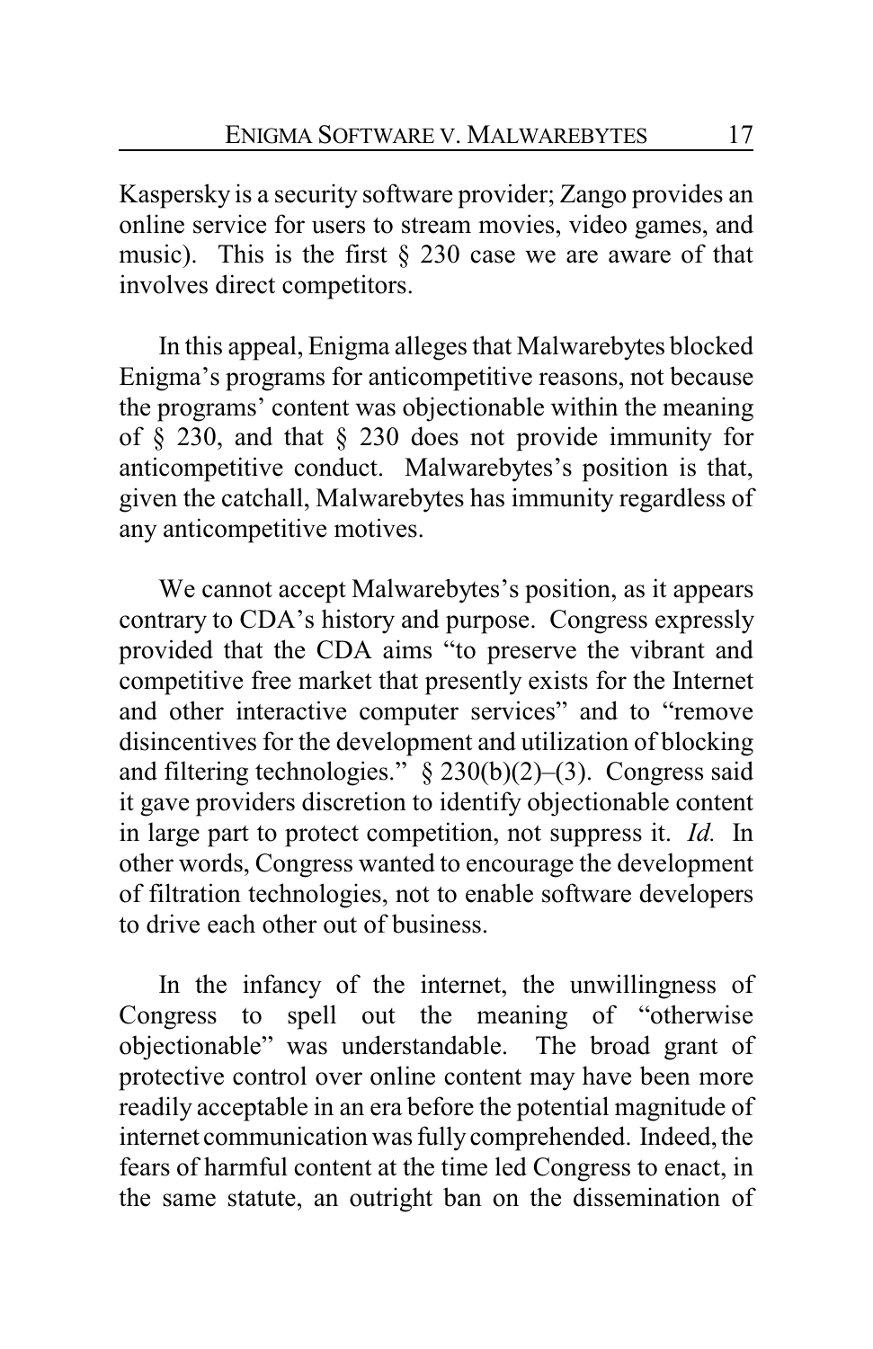Kaspersky is a security software provider; Zango provides an online service for users to stream movies, video games, and music). This is the first § 230 case we are aware of that involves direct competitors.

In this appeal, Enigma alleges that Malwarebytes blocked Enigma's programs for anticompetitive reasons, not because the programs' content was objectionable within the meaning of § 230, and that § 230 does not provide immunity for anticompetitive conduct. Malwarebytes's position is that, given the catchall, Malwarebytes has immunity regardless of any anticompetitive motives.

We cannot accept Malwarebytes's position, as it appears contrary to CDA's history and purpose. Congress expressly provided that the CDA aims "to preserve the vibrant and competitive free market that presently exists for the Internet and other interactive computer services" and to "remove disincentives for the development and utilization of blocking and filtering technologies." § 230(b)(2)–(3). Congress said it gave providers discretion to identify objectionable content in large part to protect competition, not suppress it. *Id.* In other words, Congress wanted to encourage the development of filtration technologies, not to enable software developers to drive each other out of business.

In the infancy of the internet, the unwillingness of Congress to spell out the meaning of "otherwise objectionable" was understandable. The broad grant of protective control over online content may have been more readily acceptable in an era before the potential magnitude of internet communication was fully comprehended. Indeed, the fears of harmful content at the time led Congress to enact, in the same statute, an outright ban on the dissemination of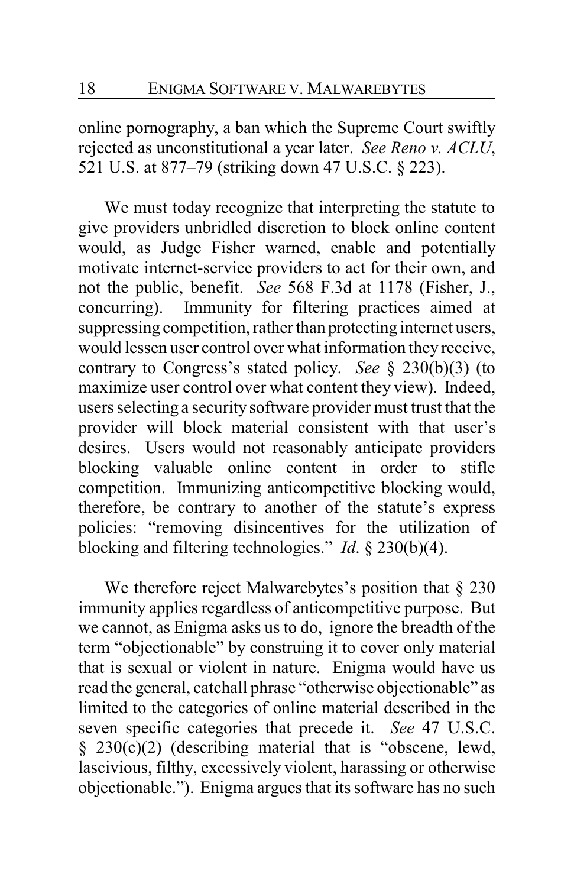online pornography, a ban which the Supreme Court swiftly rejected as unconstitutional a year later. *See Reno v. ACLU*, 521 U.S. at 877–79 (striking down 47 U.S.C. § 223).

We must today recognize that interpreting the statute to give providers unbridled discretion to block online content would, as Judge Fisher warned, enable and potentially motivate internet-service providers to act for their own, and not the public, benefit. *See* 568 F.3d at 1178 (Fisher, J., concurring). Immunity for filtering practices aimed at suppressing competition, rather than protecting internet users, would lessen user control over what information they receive, contrary to Congress's stated policy. *See* § 230(b)(3) (to maximize user control over what content they view). Indeed, users selecting a security software provider must trust that the provider will block material consistent with that user's desires. Users would not reasonably anticipate providers blocking valuable online content in order to stifle competition. Immunizing anticompetitive blocking would, therefore, be contrary to another of the statute's express policies: "removing disincentives for the utilization of blocking and filtering technologies." *Id*. § 230(b)(4).

We therefore reject Malwarebytes's position that § 230 immunity applies regardless of anticompetitive purpose. But we cannot, as Enigma asks us to do, ignore the breadth of the term "objectionable" by construing it to cover only material that is sexual or violent in nature. Enigma would have us read the general, catchall phrase "otherwise objectionable" as limited to the categories of online material described in the seven specific categories that precede it. *See* 47 U.S.C. § 230(c)(2) (describing material that is "obscene, lewd, lascivious, filthy, excessively violent, harassing or otherwise objectionable."). Enigma argues that its software has no such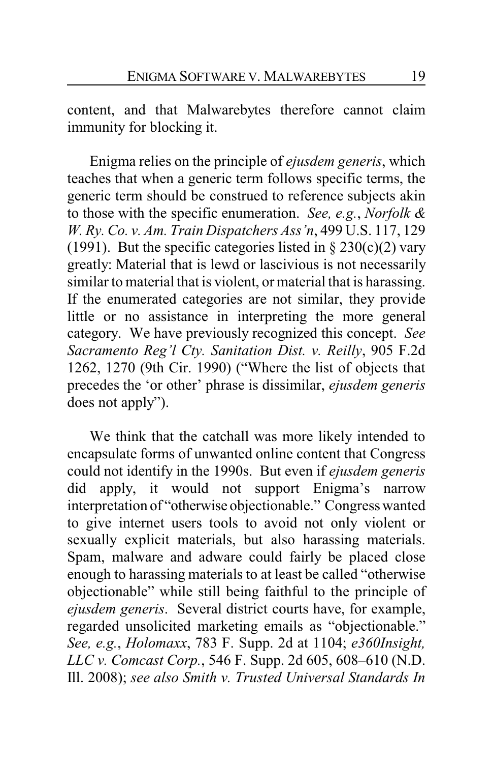content, and that Malwarebytes therefore cannot claim immunity for blocking it.

Enigma relies on the principle of *ejusdem generis*, which teaches that when a generic term follows specific terms, the generic term should be construed to reference subjects akin to those with the specific enumeration. *See, e.g.*, *Norfolk & W. Ry. Co. v. Am. Train Dispatchers Ass'n*, 499 U.S. 117, 129 (1991). But the specific categories listed in § 230(c)(2) vary greatly: Material that is lewd or lascivious is not necessarily similar to material that is violent, or material that is harassing. If the enumerated categories are not similar, they provide little or no assistance in interpreting the more general category. We have previously recognized this concept. *See Sacramento Reg'l Cty. Sanitation Dist. v. Reilly*, 905 F.2d 1262, 1270 (9th Cir. 1990) ("Where the list of objects that precedes the 'or other' phrase is dissimilar, *ejusdem generis* does not apply").

We think that the catchall was more likely intended to encapsulate forms of unwanted online content that Congress could not identify in the 1990s. But even if *ejusdem generis* did apply, it would not support Enigma's narrow interpretation of "otherwise objectionable." Congress wanted to give internet users tools to avoid not only violent or sexually explicit materials, but also harassing materials. Spam, malware and adware could fairly be placed close enough to harassing materials to at least be called "otherwise objectionable" while still being faithful to the principle of *ejusdem generis*. Several district courts have, for example, regarded unsolicited marketing emails as "objectionable." *See, e.g.*, *Holomaxx*, 783 F. Supp. 2d at 1104; *e360Insight, LLC v. Comcast Corp.*, 546 F. Supp. 2d 605, 608–610 (N.D. Ill. 2008); *see also Smith v. Trusted Universal Standards In*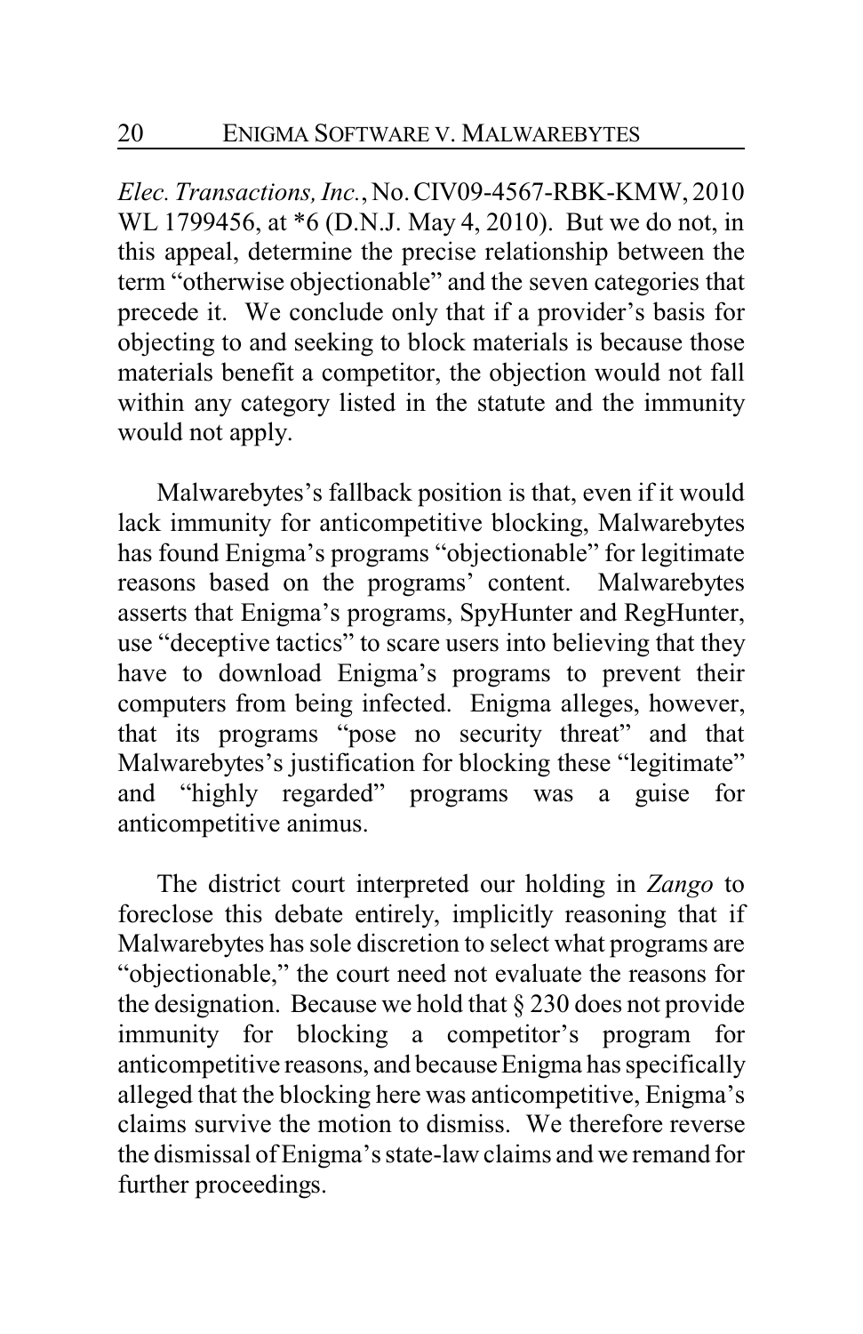*Elec. Transactions, Inc.*, No. CIV09-4567-RBK-KMW, 2010 WL 1799456, at *6 (D.N.J. May 4, 2010). But we do not, in this appeal, determine the precise relationship between the term "otherwise objectionable" and the seven categories that precede it. We conclude only that if a provider's basis for objecting to and seeking to block materials is because those materials benefit a competitor, the objection would not fall within any category listed in the statute and the immunity would not apply.

Malwarebytes's fallback position is that, even if it would lack immunity for anticompetitive blocking, Malwarebytes has found Enigma's programs "objectionable" for legitimate reasons based on the programs' content. Malwarebytes asserts that Enigma's programs, SpyHunter and RegHunter, use "deceptive tactics" to scare users into believing that they have to download Enigma's programs to prevent their computers from being infected. Enigma alleges, however, that its programs "pose no security threat" and that Malwarebytes's justification for blocking these "legitimate" and "highly regarded" programs was a guise for anticompetitive animus.

The district court interpreted our holding in *Zango* to foreclose this debate entirely, implicitly reasoning that if Malwarebytes has sole discretion to select what programs are "objectionable," the court need not evaluate the reasons for the designation. Because we hold that § 230 does not provide immunity for blocking a competitor's program for anticompetitive reasons, and because Enigma has specifically alleged that the blocking here was anticompetitive, Enigma's claims survive the motion to dismiss. We therefore reverse the dismissal of Enigma's state-law claims and we remand for further proceedings.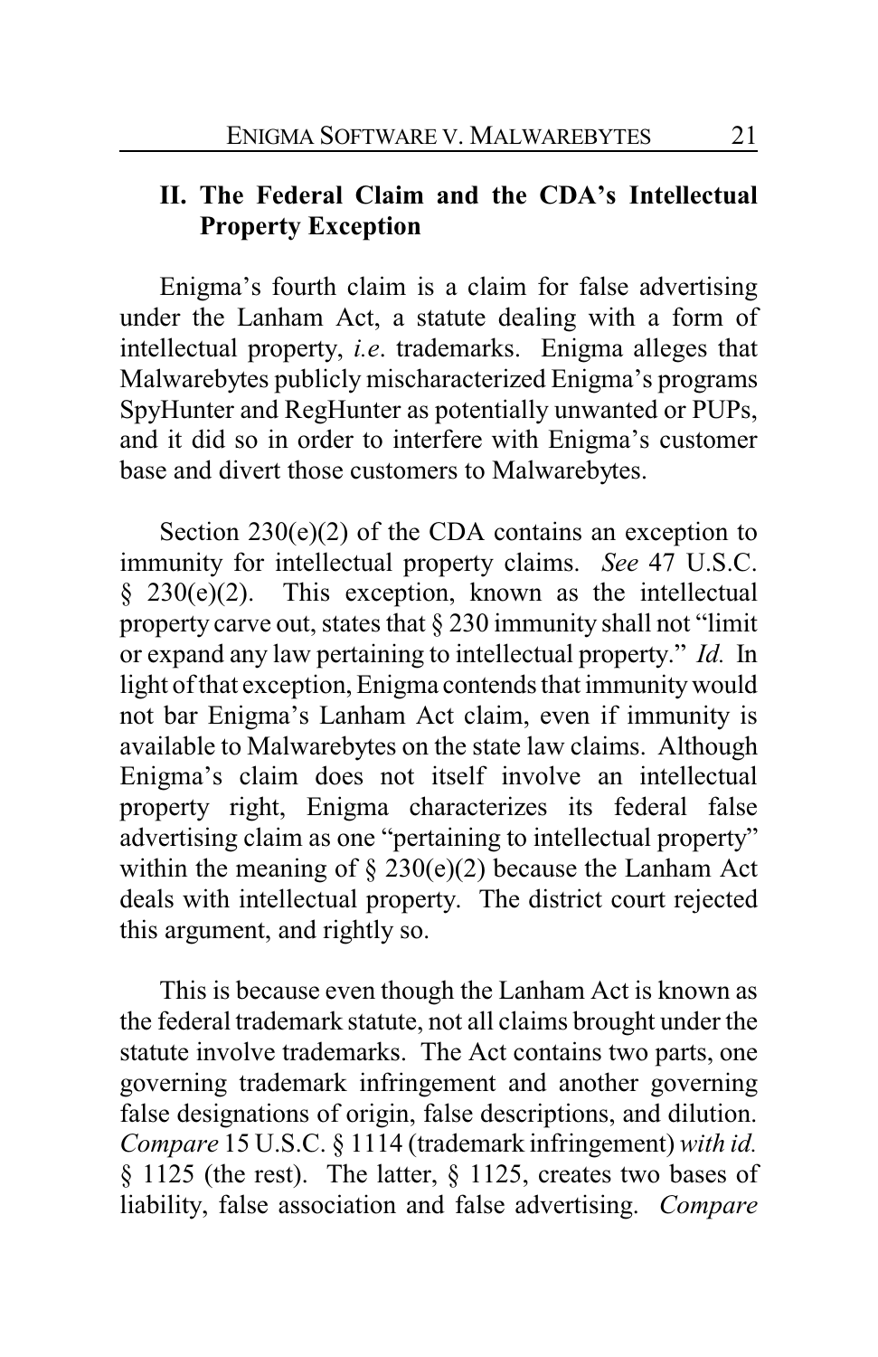## II. The Federal Claim and the CDA's Intellectual Property Exception

Enigma's fourth claim is a claim for false advertising under the Lanham Act, a statute dealing with a form of intellectual property, *i.e*. trademarks. Enigma alleges that Malwarebytes publicly mischaracterized Enigma's programs SpyHunter and RegHunter as potentially unwanted or PUPs, and it did so in order to interfere with Enigma's customer base and divert those customers to Malwarebytes.

Section 230(e)(2) of the CDA contains an exception to immunity for intellectual property claims. *See* 47 U.S.C. § 230(e)(2). This exception, known as the intellectual property carve out, states that § 230 immunity shall not "limit or expand any law pertaining to intellectual property." *Id.* In light of that exception, Enigma contends that immunity would not bar Enigma's Lanham Act claim, even if immunity is available to Malwarebytes on the state law claims. Although Enigma's claim does not itself involve an intellectual property right, Enigma characterizes its federal false advertising claim as one "pertaining to intellectual property" within the meaning of § 230(e)(2) because the Lanham Act deals with intellectual property. The district court rejected this argument, and rightly so.

This is because even though the Lanham Act is known as the federal trademark statute, not all claims brought under the statute involve trademarks. The Act contains two parts, one governing trademark infringement and another governing false designations of origin, false descriptions, and dilution. *Compare* 15 U.S.C. § 1114 (trademark infringement) *with id.* § 1125 (the rest). The latter, § 1125, creates two bases of liability, false association and false advertising. *Compare*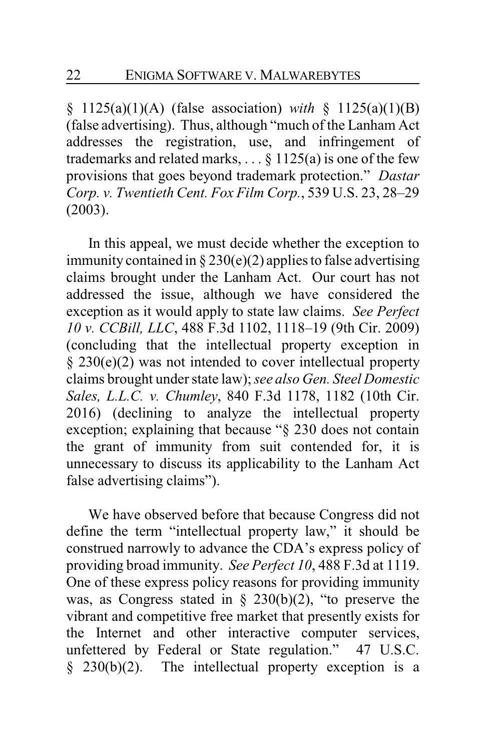§ 1125(a)(1)(A) (false association) *with* § 1125(a)(1)(B) (false advertising). Thus, although "much of the Lanham Act addresses the registration, use, and infringement of trademarks and related marks, . . . § 1125(a) is one of the few provisions that goes beyond trademark protection." *Dastar Corp. v. Twentieth Cent. Fox Film Corp.*, 539 U.S. 23, 28–29 (2003).

In this appeal, we must decide whether the exception to immunity contained in § 230(e)(2) applies to false advertising claims brought under the Lanham Act. Our court has not addressed the issue, although we have considered the exception as it would apply to state law claims. *See Perfect 10 v. CCBill, LLC*, 488 F.3d 1102, 1118–19 (9th Cir. 2009) (concluding that the intellectual property exception in § 230(e)(2) was not intended to cover intellectual property claims brought under state law); *see also Gen. Steel Domestic Sales, L.L.C. v. Chumley*, 840 F.3d 1178, 1182 (10th Cir. 2016) (declining to analyze the intellectual property exception; explaining that because "§ 230 does not contain the grant of immunity from suit contended for, it is unnecessary to discuss its applicability to the Lanham Act false advertising claims").

We have observed before that because Congress did not define the term "intellectual property law," it should be construed narrowly to advance the CDA's express policy of providing broad immunity. *See Perfect 10*, 488 F.3d at 1119. One of these express policy reasons for providing immunity was, as Congress stated in § 230(b)(2), "to preserve the vibrant and competitive free market that presently exists for the Internet and other interactive computer services, unfettered by Federal or State regulation." 47 U.S.C. § 230(b)(2). The intellectual property exception is a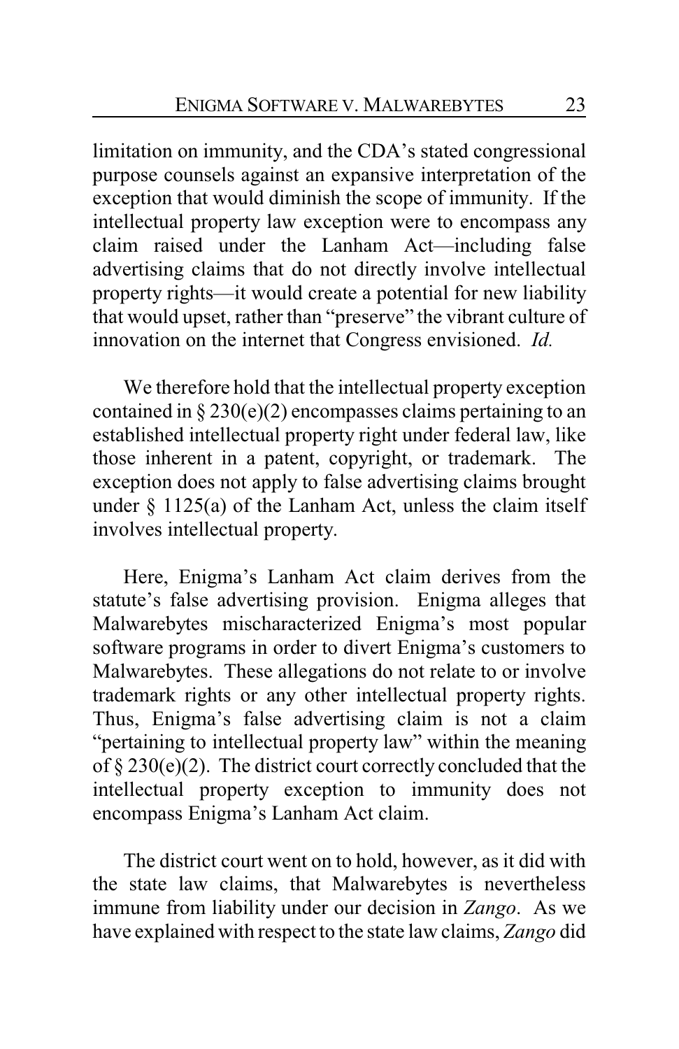limitation on immunity, and the CDA's stated congressional purpose counsels against an expansive interpretation of the exception that would diminish the scope of immunity. If the intellectual property law exception were to encompass any claim raised under the Lanham Act—including false advertising claims that do not directly involve intellectual property rights—it would create a potential for new liability that would upset, rather than "preserve" the vibrant culture of innovation on the internet that Congress envisioned. *Id.*

We therefore hold that the intellectual property exception contained in § 230(e)(2) encompasses claims pertaining to an established intellectual property right under federal law, like those inherent in a patent, copyright, or trademark. The exception does not apply to false advertising claims brought under § 1125(a) of the Lanham Act, unless the claim itself involves intellectual property.

Here, Enigma's Lanham Act claim derives from the statute's false advertising provision. Enigma alleges that Malwarebytes mischaracterized Enigma's most popular software programs in order to divert Enigma's customers to Malwarebytes. These allegations do not relate to or involve trademark rights or any other intellectual property rights. Thus, Enigma's false advertising claim is not a claim "pertaining to intellectual property law" within the meaning of § 230(e)(2). The district court correctly concluded that the intellectual property exception to immunity does not encompass Enigma's Lanham Act claim.

The district court went on to hold, however, as it did with the state law claims, that Malwarebytes is nevertheless immune from liability under our decision in *Zango*. As we have explained with respect to the state law claims, *Zango* did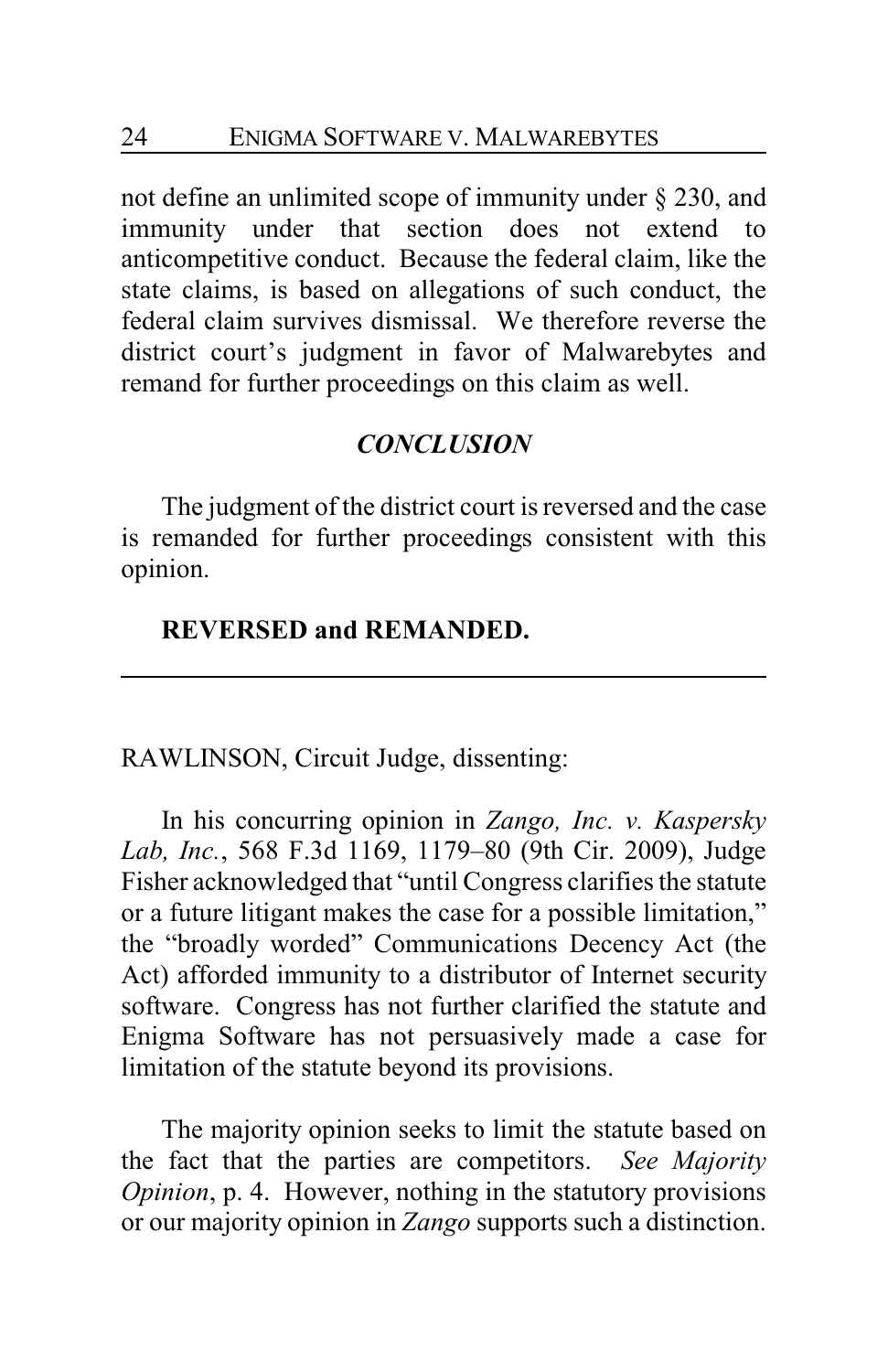not define an unlimited scope of immunity under § 230, and immunity under that section does not extend to anticompetitive conduct. Because the federal claim, like the state claims, is based on allegations of such conduct, the federal claim survives dismissal. We therefore reverse the district court's judgment in favor of Malwarebytes and remand for further proceedings on this claim as well.

### *CONCLUSION*

The judgment of the district court is reversed and the case is remanded for further proceedings consistent with this opinion.

**REVERSED and REMANDED.**

---

RAWLINSON, Circuit Judge, dissenting:

In his concurring opinion in *Zango, Inc. v. Kaspersky Lab, Inc.*, 568 F.3d 1169, 1179–80 (9th Cir. 2009), Judge Fisher acknowledged that "until Congress clarifies the statute or a future litigant makes the case for a possible limitation," the "broadly worded" Communications Decency Act (the Act) afforded immunity to a distributor of Internet security software. Congress has not further clarified the statute and Enigma Software has not persuasively made a case for limitation of the statute beyond its provisions.

The majority opinion seeks to limit the statute based on the fact that the parties are competitors. *See Majority Opinion*, p. 4. However, nothing in the statutory provisions or our majority opinion in *Zango* supports such a distinction.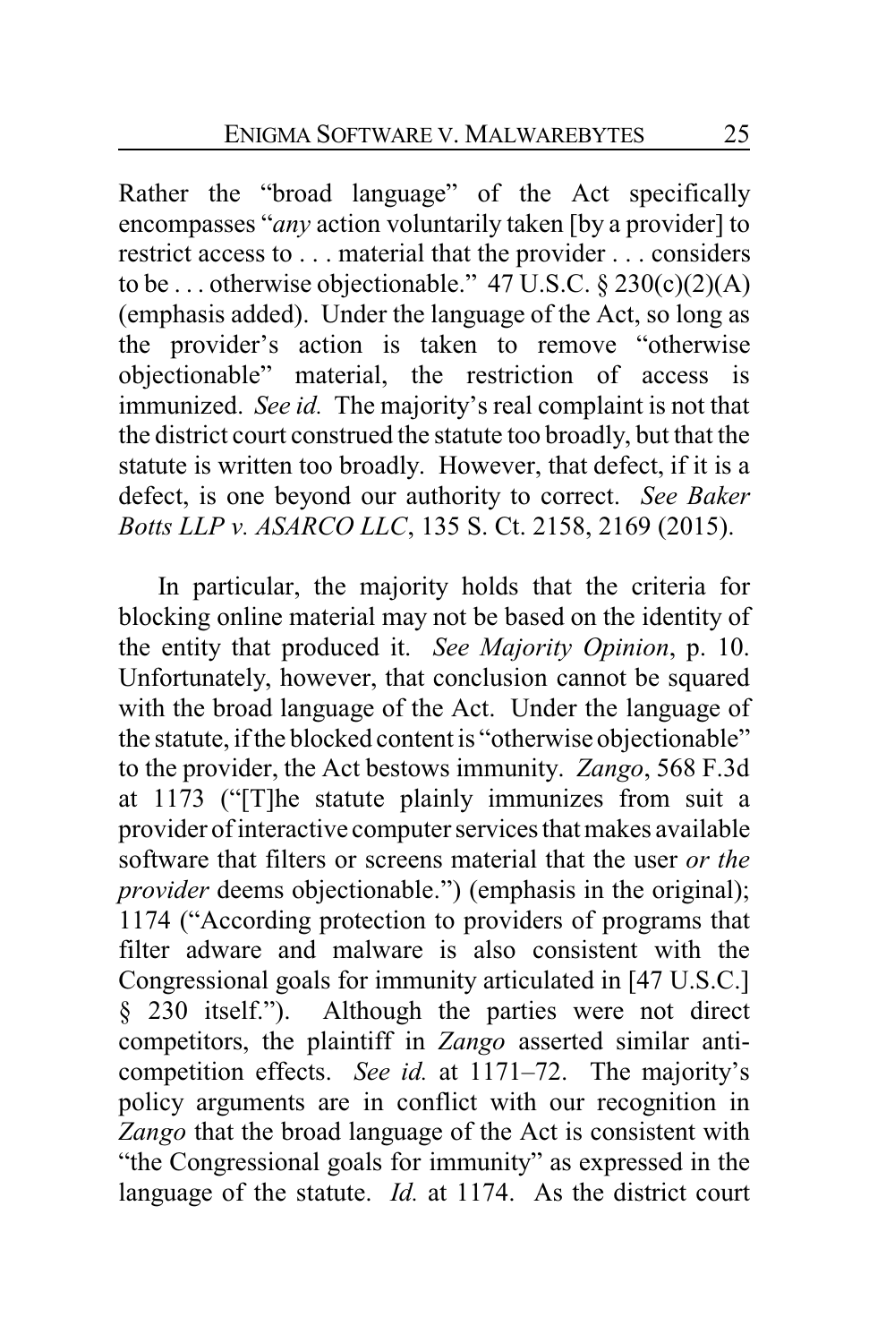Rather the "broad language" of the Act specifically encompasses "*any* action voluntarily taken [by a provider] to restrict access to . . . material that the provider . . . considers to be . . . otherwise objectionable." 47 U.S.C. § 230(c)(2)(A) (emphasis added). Under the language of the Act, so long as the provider's action is taken to remove "otherwise objectionable" material, the restriction of access is immunized. *See id.* The majority's real complaint is not that the district court construed the statute too broadly, but that the statute is written too broadly. However, that defect, if it is a defect, is one beyond our authority to correct. *See Baker Botts LLP v. ASARCO LLC*, 135 S. Ct. 2158, 2169 (2015).

In particular, the majority holds that the criteria for blocking online material may not be based on the identity of the entity that produced it. *See Majority Opinion*, p. 10. Unfortunately, however, that conclusion cannot be squared with the broad language of the Act. Under the language of the statute, if the blocked content is "otherwise objectionable" to the provider, the Act bestows immunity. *Zango*, 568 F.3d at 1173 ("[T]he statute plainly immunizes from suit a provider of interactive computer services that makes available software that filters or screens material that the user *or the provider* deems objectionable.") (emphasis in the original); 1174 ("According protection to providers of programs that filter adware and malware is also consistent with the Congressional goals for immunity articulated in [47 U.S.C.] § 230 itself."). Although the parties were not direct competitors, the plaintiff in *Zango* asserted similar anti-competition effects. *See id.* at 1171–72. The majority's policy arguments are in conflict with our recognition in *Zango* that the broad language of the Act is consistent with "the Congressional goals for immunity" as expressed in the language of the statute. *Id.* at 1174. As the district court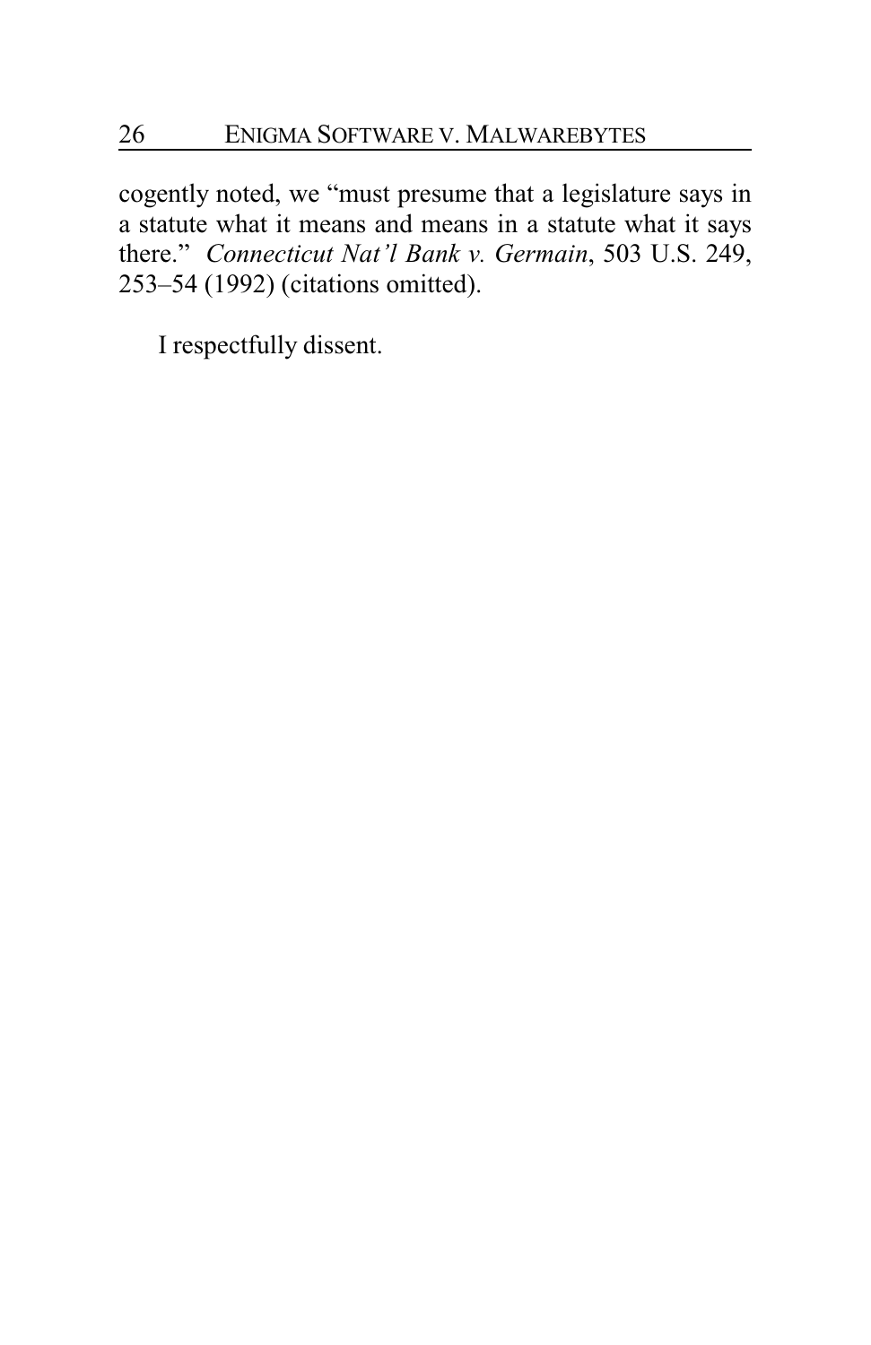cogently noted, we "must presume that a legislature says in a statute what it means and means in a statute what it says there." *Connecticut Nat'l Bank v. Germain*, 503 U.S. 249, 253–54 (1992) (citations omitted).

I respectfully dissent.